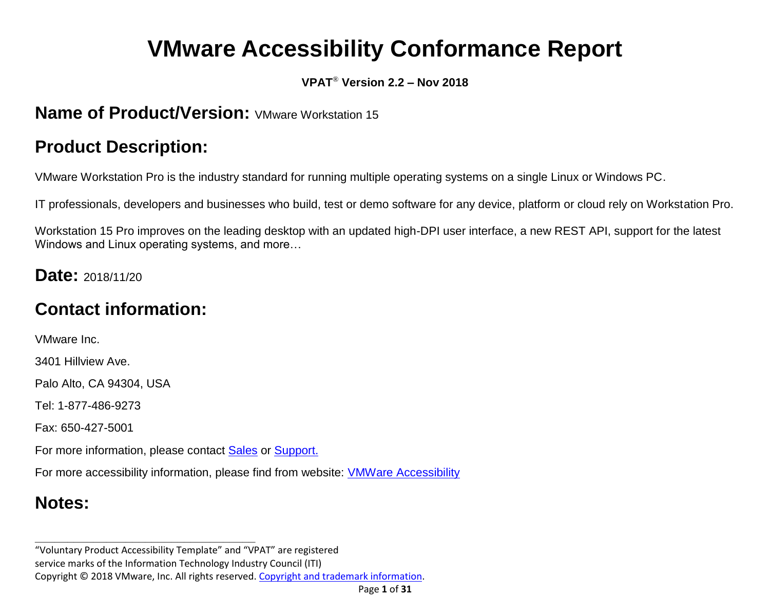# VMware Accessibility Conformance Report

**VPAT® Version 2.2 – Nov 2018**

## Name of Product/Version: VMware Workstation 15

## Product Description:

VMware Workstation Pro is the industry standard for running multiple operating systems on a single Linux or Windows PC.

IT professionals, developers and businesses who build, test or demo software for any device, platform or cloud rely on Workstation Pro.

Workstation 15 Pro improves on the leading desktop with an updated high-DPI user interface, a new REST API, support for the latest Windows and Linux operating systems, and more…

## Date: 2018/11/20

## Contact information:

VMware Inc.

3401 Hillview Ave.

Palo Alto, CA 94304, USA

Tel: 1-877-486-9273

Fax: 650-427-5001

For more information, please contact Sales or Support.

For more accessibility information, please find from website: VMWare Accessibility

## Notes:

---

"Voluntary Product Accessibility Template" and "VPAT" are registered service marks of the Information Technology Industry Council (ITI)

Copyright © 2018 VMware, Inc. All rights reserved. Copyright and trademark information.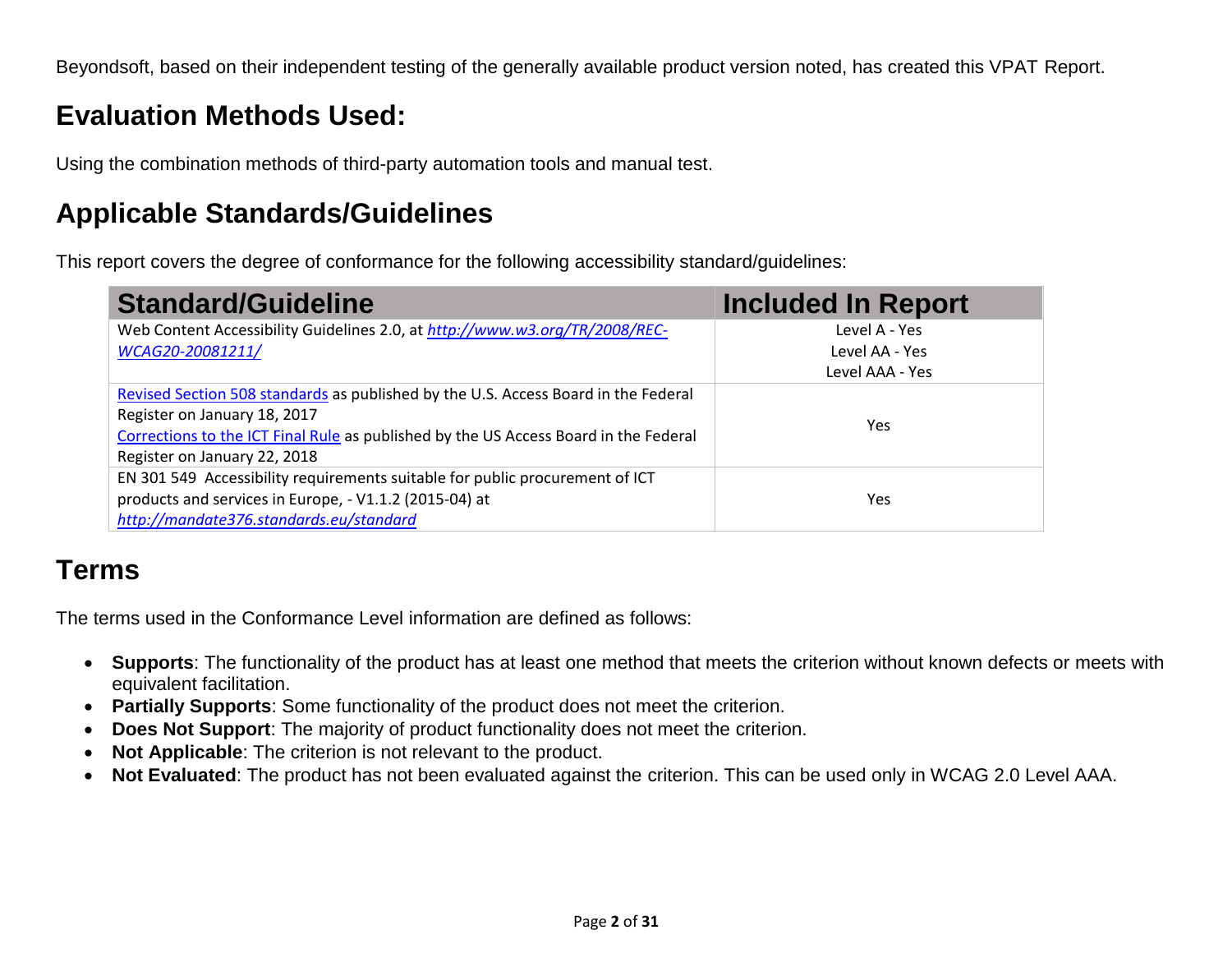Beyondsoft, based on their independent testing of the generally available product version noted, has created this VPAT Report.

## Evaluation Methods Used:

Using the combination methods of third-party automation tools and manual test.

## Applicable Standards/Guidelines

This report covers the degree of conformance for the following accessibility standard/guidelines:

| Standard/Guideline | Included In Report |
| --- | --- |
| Web Content Accessibility Guidelines 2.0, at *http://www.w3.org/TR/2008/REC-WCAG20-20081211/* | Level A - Yes<br>Level AA - Yes<br>Level AAA - Yes |
| Revised Section 508 standards as published by the U.S. Access Board in the Federal Register on January 18, 2017<br>Corrections to the ICT Final Rule as published by the US Access Board in the Federal Register on January 22, 2018 | Yes |
| EN 301 549 Accessibility requirements suitable for public procurement of ICT products and services in Europe, - V1.1.2 (2015-04) at *http://mandate376.standards.eu/standard* | Yes |

## Terms

The terms used in the Conformance Level information are defined as follows:

- **Supports**: The functionality of the product has at least one method that meets the criterion without known defects or meets with equivalent facilitation.
- **Partially Supports**: Some functionality of the product does not meet the criterion.
- **Does Not Support**: The majority of product functionality does not meet the criterion.
- **Not Applicable**: The criterion is not relevant to the product.
- **Not Evaluated**: The product has not been evaluated against the criterion. This can be used only in WCAG 2.0 Level AAA.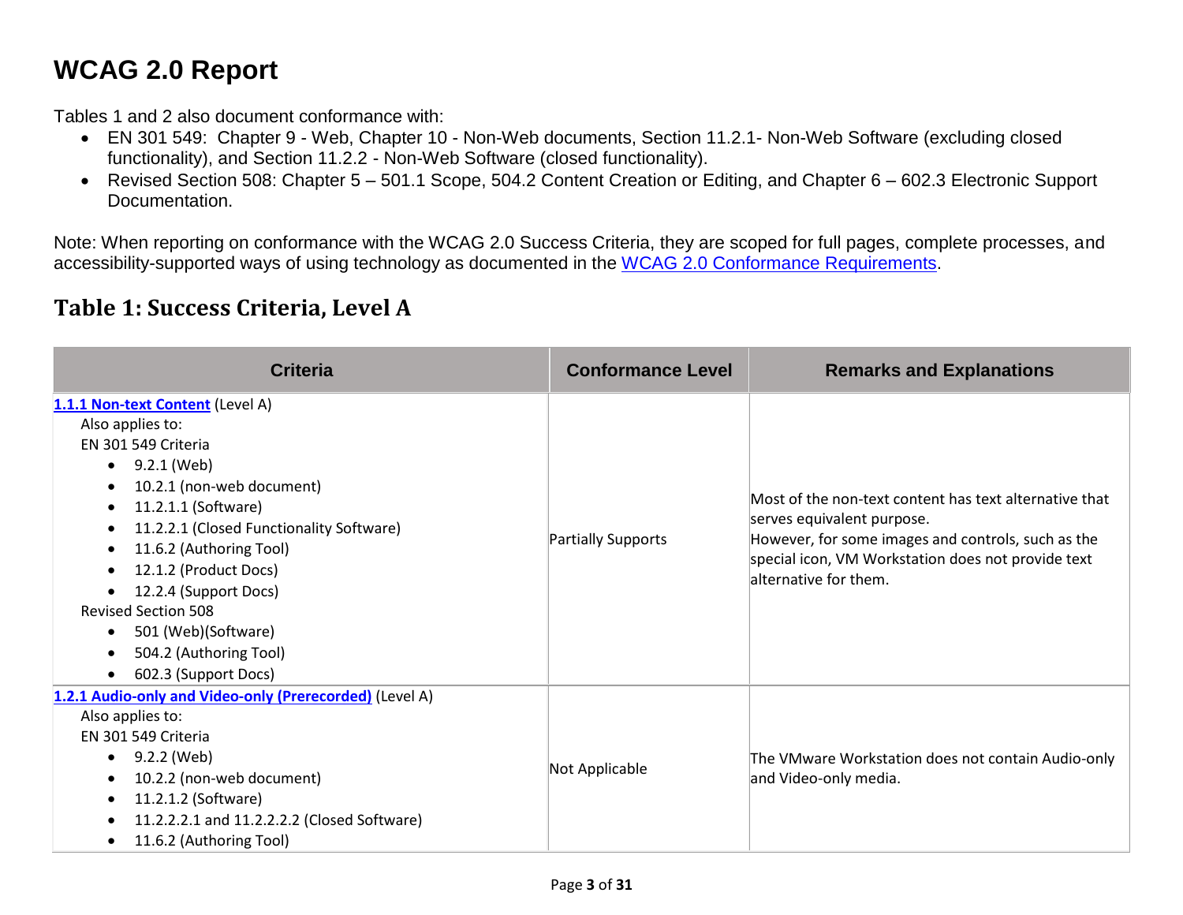# WCAG 2.0 Report

Tables 1 and 2 also document conformance with:

- EN 301 549: Chapter 9 - Web, Chapter 10 - Non-Web documents, Section 11.2.1- Non-Web Software (excluding closed functionality), and Section 11.2.2 - Non-Web Software (closed functionality).
- Revised Section 508: Chapter 5 – 501.1 Scope, 504.2 Content Creation or Editing, and Chapter 6 – 602.3 Electronic Support Documentation.

Note: When reporting on conformance with the WCAG 2.0 Success Criteria, they are scoped for full pages, complete processes, and accessibility-supported ways of using technology as documented in the [WCAG 2.0 Conformance Requirements](WCAG 2.0 Conformance Requirements).

## Table 1: Success Criteria, Level A

| Criteria | Conformance Level | Remarks and Explanations |
|---|---|---|
| **1.1.1 Non-text Content** (Level A)<br>Also applies to:<br>EN 301 549 Criteria<br>• 9.2.1 (Web)<br>• 10.2.1 (non-web document)<br>• 11.2.1.1 (Software)<br>• 11.2.2.1 (Closed Functionality Software)<br>• 11.6.2 (Authoring Tool)<br>• 12.1.2 (Product Docs)<br>• 12.2.4 (Support Docs)<br>Revised Section 508<br>• 501 (Web)(Software)<br>• 504.2 (Authoring Tool)<br>• 602.3 (Support Docs) | Partially Supports | Most of the non-text content has text alternative that serves equivalent purpose.<br>However, for some images and controls, such as the special icon, VM Workstation does not provide text alternative for them. |
| **1.2.1 Audio-only and Video-only (Prerecorded)** (Level A)<br>Also applies to:<br>EN 301 549 Criteria<br>• 9.2.2 (Web)<br>• 10.2.2 (non-web document)<br>• 11.2.1.2 (Software)<br>• 11.2.2.2.1 and 11.2.2.2.2 (Closed Software)<br>• 11.6.2 (Authoring Tool) | Not Applicable | The VMware Workstation does not contain Audio-only and Video-only media. |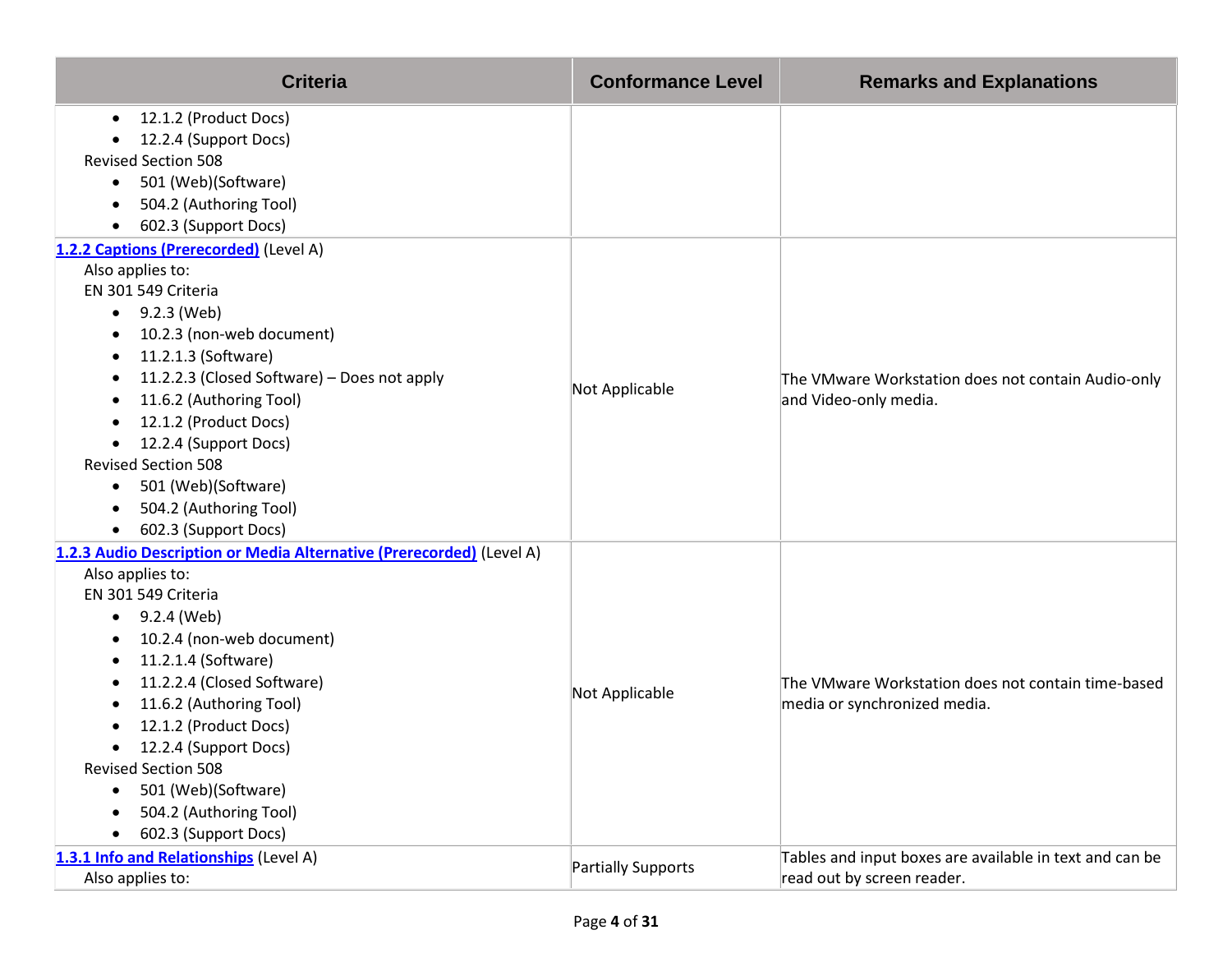| Criteria | Conformance Level | Remarks and Explanations |
| --- | --- | --- |
| <ul><li>12.1.2 (Product Docs)</li><li>12.2.4 (Support Docs)</li></ul>Revised Section 508<ul><li>501 (Web)(Software)</li><li>504.2 (Authoring Tool)</li><li>602.3 (Support Docs)</li></ul> | | |
| **[1.2.2 Captions (Prerecorded)]** (Level A)<br>Also applies to:<br>EN 301 549 Criteria<ul><li>9.2.3 (Web)</li><li>10.2.3 (non-web document)</li><li>11.2.1.3 (Software)</li><li>11.2.2.3 (Closed Software) – Does not apply</li><li>11.6.2 (Authoring Tool)</li><li>12.1.2 (Product Docs)</li><li>12.2.4 (Support Docs)</li></ul>Revised Section 508<ul><li>501 (Web)(Software)</li><li>504.2 (Authoring Tool)</li><li>602.3 (Support Docs)</li></ul> | Not Applicable | The VMware Workstation does not contain Audio-only and Video-only media. |
| **[1.2.3 Audio Description or Media Alternative (Prerecorded)]** (Level A)<br>Also applies to:<br>EN 301 549 Criteria<ul><li>9.2.4 (Web)</li><li>10.2.4 (non-web document)</li><li>11.2.1.4 (Software)</li><li>11.2.2.4 (Closed Software)</li><li>11.6.2 (Authoring Tool)</li><li>12.1.2 (Product Docs)</li><li>12.2.4 (Support Docs)</li></ul>Revised Section 508<ul><li>501 (Web)(Software)</li><li>504.2 (Authoring Tool)</li><li>602.3 (Support Docs)</li></ul> | Not Applicable | The VMware Workstation does not contain time-based media or synchronized media. |
| **[1.3.1 Info and Relationships]** (Level A)<br>Also applies to: | Partially Supports | Tables and input boxes are available in text and can be read out by screen reader. |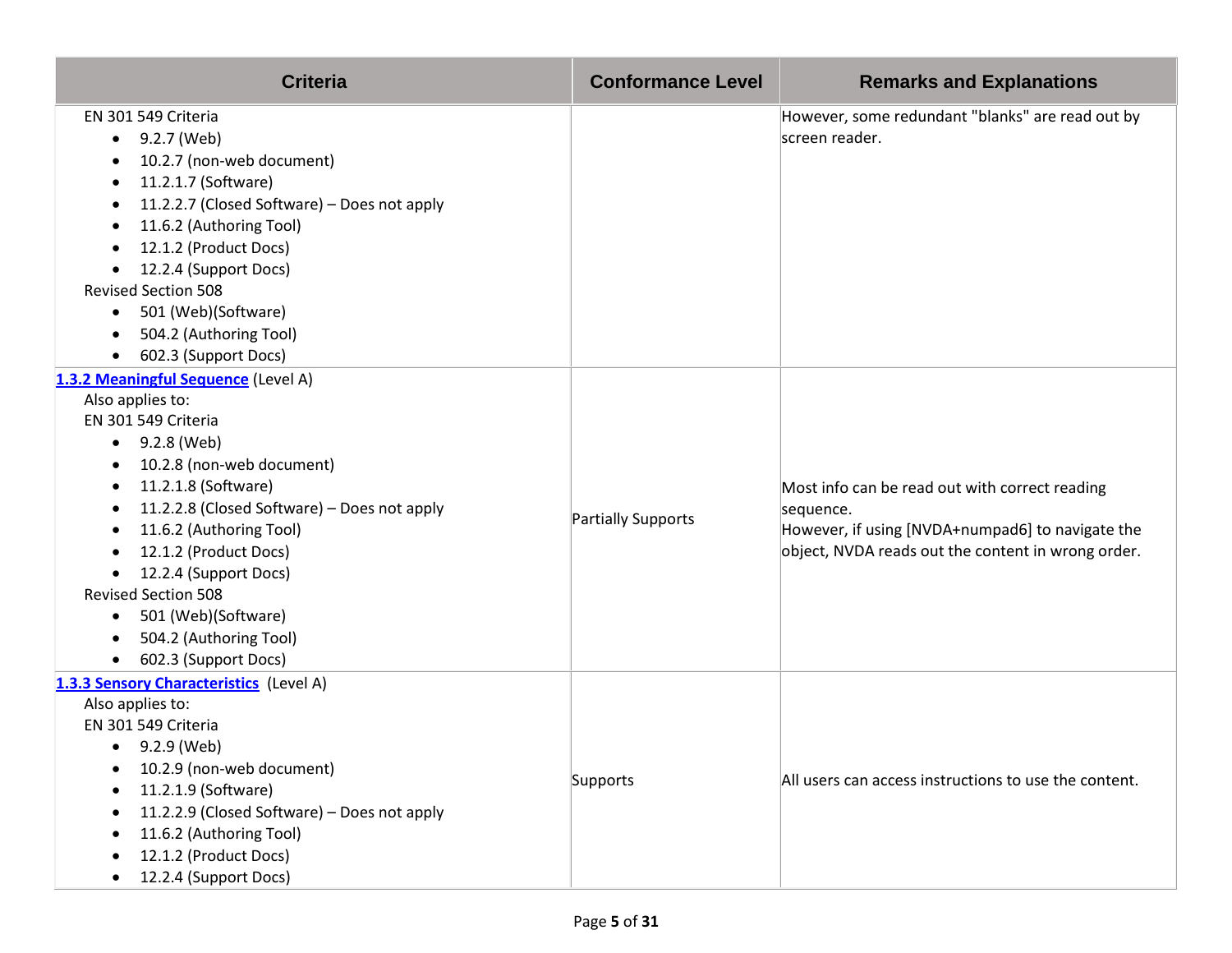| Criteria | Conformance Level | Remarks and Explanations |
|---|---|---|
| EN 301 549 Criteria<br>• 9.2.7 (Web)<br>• 10.2.7 (non-web document)<br>• 11.2.1.7 (Software)<br>• 11.2.2.7 (Closed Software) – Does not apply<br>• 11.6.2 (Authoring Tool)<br>• 12.1.2 (Product Docs)<br>• 12.2.4 (Support Docs)<br>Revised Section 508<br>• 501 (Web)(Software)<br>• 504.2 (Authoring Tool)<br>• 602.3 (Support Docs) | | However, some redundant "blanks" are read out by screen reader. |
| **1.3.2 Meaningful Sequence** (Level A)<br>Also applies to:<br>EN 301 549 Criteria<br>• 9.2.8 (Web)<br>• 10.2.8 (non-web document)<br>• 11.2.1.8 (Software)<br>• 11.2.2.8 (Closed Software) – Does not apply<br>• 11.6.2 (Authoring Tool)<br>• 12.1.2 (Product Docs)<br>• 12.2.4 (Support Docs)<br>Revised Section 508<br>• 501 (Web)(Software)<br>• 504.2 (Authoring Tool)<br>• 602.3 (Support Docs) | Partially Supports | Most info can be read out with correct reading sequence.<br>However, if using [NVDA+numpad6] to navigate the object, NVDA reads out the content in wrong order. |
| **1.3.3 Sensory Characteristics** (Level A)<br>Also applies to:<br>EN 301 549 Criteria<br>• 9.2.9 (Web)<br>• 10.2.9 (non-web document)<br>• 11.2.1.9 (Software)<br>• 11.2.2.9 (Closed Software) – Does not apply<br>• 11.6.2 (Authoring Tool)<br>• 12.1.2 (Product Docs)<br>• 12.2.4 (Support Docs) | Supports | All users can access instructions to use the content. |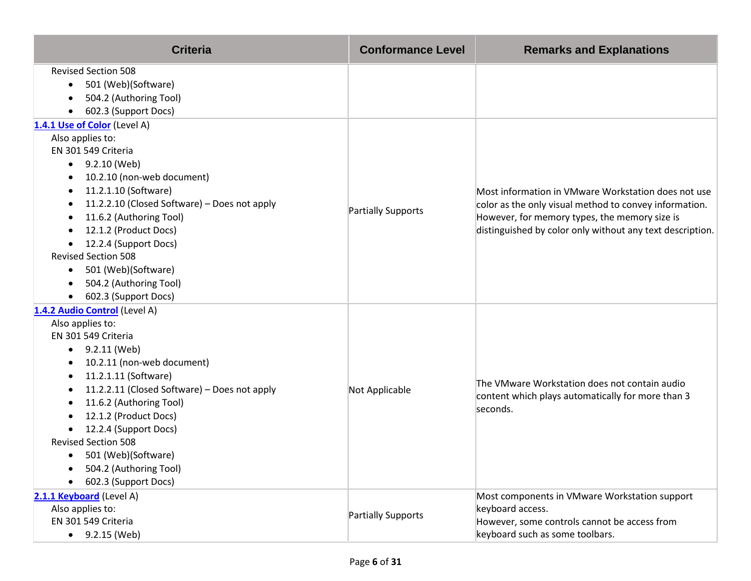| Criteria | Conformance Level | Remarks and Explanations |
| --- | --- | --- |
| Revised Section 508<br>• 501 (Web)(Software)<br>• 504.2 (Authoring Tool)<br>• 602.3 (Support Docs) | | |
| **1.4.1 Use of Color** (Level A)<br>Also applies to:<br>EN 301 549 Criteria<br>• 9.2.10 (Web)<br>• 10.2.10 (non-web document)<br>• 11.2.1.10 (Software)<br>• 11.2.2.10 (Closed Software) – Does not apply<br>• 11.6.2 (Authoring Tool)<br>• 12.1.2 (Product Docs)<br>• 12.2.4 (Support Docs)<br>Revised Section 508<br>• 501 (Web)(Software)<br>• 504.2 (Authoring Tool)<br>• 602.3 (Support Docs) | Partially Supports | Most information in VMware Workstation does not use color as the only visual method to convey information. However, for memory types, the memory size is distinguished by color only without any text description. |
| **1.4.2 Audio Control** (Level A)<br>Also applies to:<br>EN 301 549 Criteria<br>• 9.2.11 (Web)<br>• 10.2.11 (non-web document)<br>• 11.2.1.11 (Software)<br>• 11.2.2.11 (Closed Software) – Does not apply<br>• 11.6.2 (Authoring Tool)<br>• 12.1.2 (Product Docs)<br>• 12.2.4 (Support Docs)<br>Revised Section 508<br>• 501 (Web)(Software)<br>• 504.2 (Authoring Tool)<br>• 602.3 (Support Docs) | Not Applicable | The VMware Workstation does not contain audio content which plays automatically for more than 3 seconds. |
| **2.1.1 Keyboard** (Level A)<br>Also applies to:<br>EN 301 549 Criteria<br>• 9.2.15 (Web) | Partially Supports | Most components in VMware Workstation support keyboard access.<br>However, some controls cannot be access from keyboard such as some toolbars. |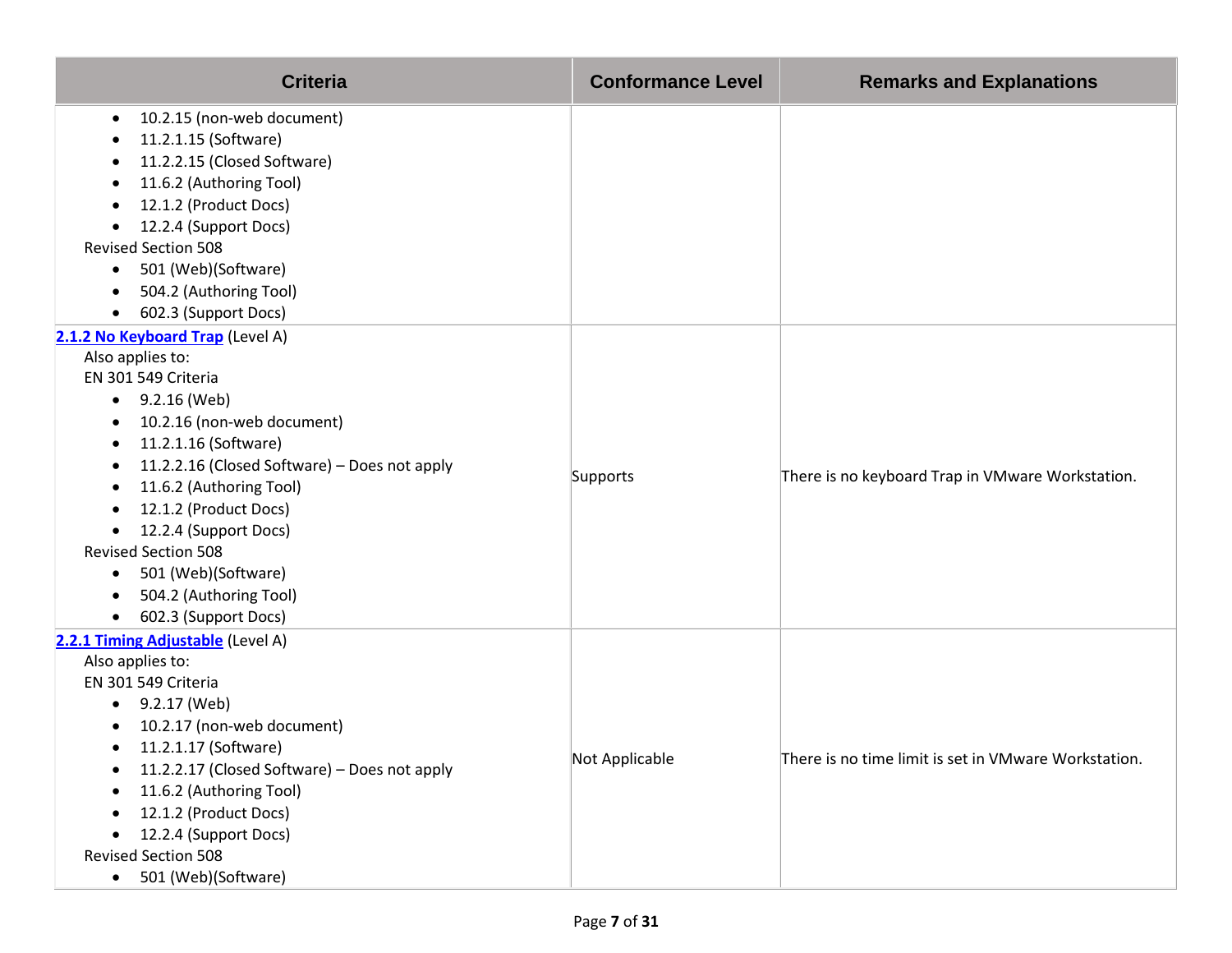| Criteria | Conformance Level | Remarks and Explanations |
|---|---|---|
| <ul><li>10.2.15 (non-web document)</li><li>11.2.1.15 (Software)</li><li>11.2.2.15 (Closed Software)</li><li>11.6.2 (Authoring Tool)</li><li>12.1.2 (Product Docs)</li><li>12.2.4 (Support Docs)</li></ul>Revised Section 508<ul><li>501 (Web)(Software)</li><li>504.2 (Authoring Tool)</li><li>602.3 (Support Docs)</li></ul> | | |
| **[2.1.2 No Keyboard Trap]()** (Level A)<br>Also applies to:<br>EN 301 549 Criteria<ul><li>9.2.16 (Web)</li><li>10.2.16 (non-web document)</li><li>11.2.1.16 (Software)</li><li>11.2.2.16 (Closed Software) – Does not apply</li><li>11.6.2 (Authoring Tool)</li><li>12.1.2 (Product Docs)</li><li>12.2.4 (Support Docs)</li></ul>Revised Section 508<ul><li>501 (Web)(Software)</li><li>504.2 (Authoring Tool)</li><li>602.3 (Support Docs)</li></ul> | Supports | There is no keyboard Trap in VMware Workstation. |
| **[2.2.1 Timing Adjustable]()** (Level A)<br>Also applies to:<br>EN 301 549 Criteria<ul><li>9.2.17 (Web)</li><li>10.2.17 (non-web document)</li><li>11.2.1.17 (Software)</li><li>11.2.2.17 (Closed Software) – Does not apply</li><li>11.6.2 (Authoring Tool)</li><li>12.1.2 (Product Docs)</li><li>12.2.4 (Support Docs)</li></ul>Revised Section 508<ul><li>501 (Web)(Software)</li></ul> | Not Applicable | There is no time limit is set in VMware Workstation. |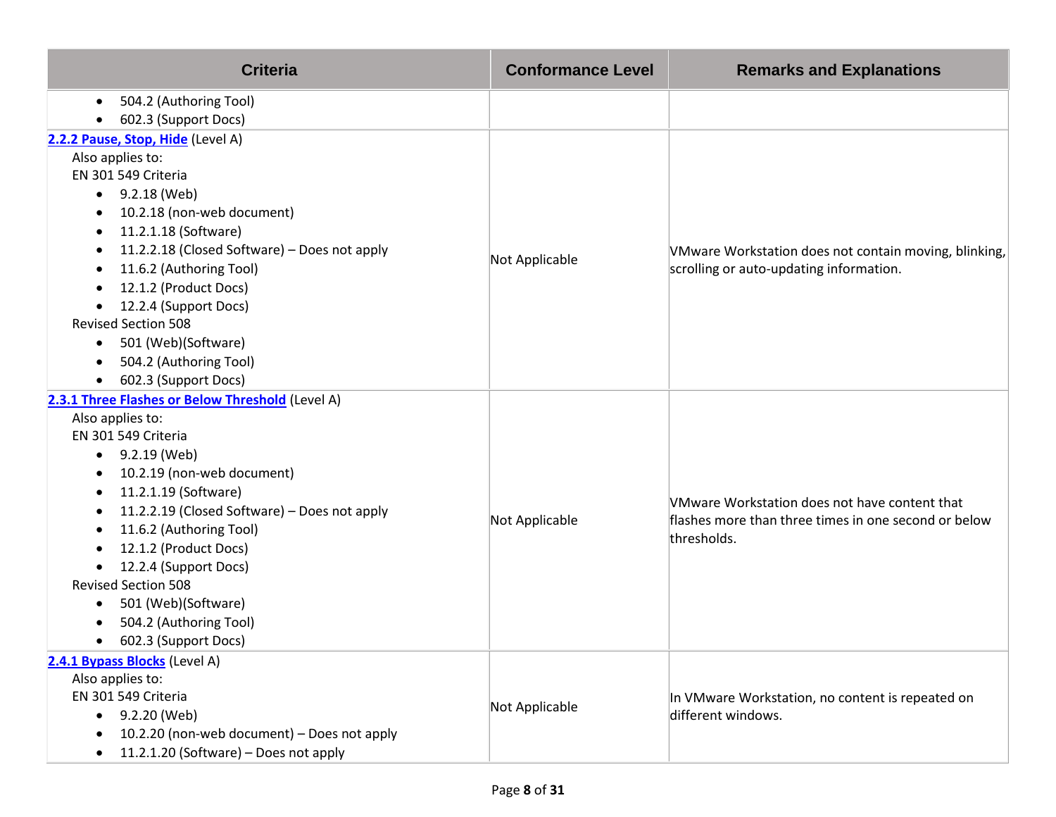| Criteria | Conformance Level | Remarks and Explanations |
| --- | --- | --- |
| • 504.2 (Authoring Tool)<br>• 602.3 (Support Docs) | | |
| **2.2.2 Pause, Stop, Hide** (Level A)<br>Also applies to:<br>EN 301 549 Criteria<br>• 9.2.18 (Web)<br>• 10.2.18 (non-web document)<br>• 11.2.1.18 (Software)<br>• 11.2.2.18 (Closed Software) – Does not apply<br>• 11.6.2 (Authoring Tool)<br>• 12.1.2 (Product Docs)<br>• 12.2.4 (Support Docs)<br>Revised Section 508<br>• 501 (Web)(Software)<br>• 504.2 (Authoring Tool)<br>• 602.3 (Support Docs) | Not Applicable | VMware Workstation does not contain moving, blinking, scrolling or auto-updating information. |
| **2.3.1 Three Flashes or Below Threshold** (Level A)<br>Also applies to:<br>EN 301 549 Criteria<br>• 9.2.19 (Web)<br>• 10.2.19 (non-web document)<br>• 11.2.1.19 (Software)<br>• 11.2.2.19 (Closed Software) – Does not apply<br>• 11.6.2 (Authoring Tool)<br>• 12.1.2 (Product Docs)<br>• 12.2.4 (Support Docs)<br>Revised Section 508<br>• 501 (Web)(Software)<br>• 504.2 (Authoring Tool)<br>• 602.3 (Support Docs) | Not Applicable | VMware Workstation does not have content that flashes more than three times in one second or below thresholds. |
| **2.4.1 Bypass Blocks** (Level A)<br>Also applies to:<br>EN 301 549 Criteria<br>• 9.2.20 (Web)<br>• 10.2.20 (non-web document) – Does not apply<br>• 11.2.1.20 (Software) – Does not apply | Not Applicable | In VMware Workstation, no content is repeated on different windows. |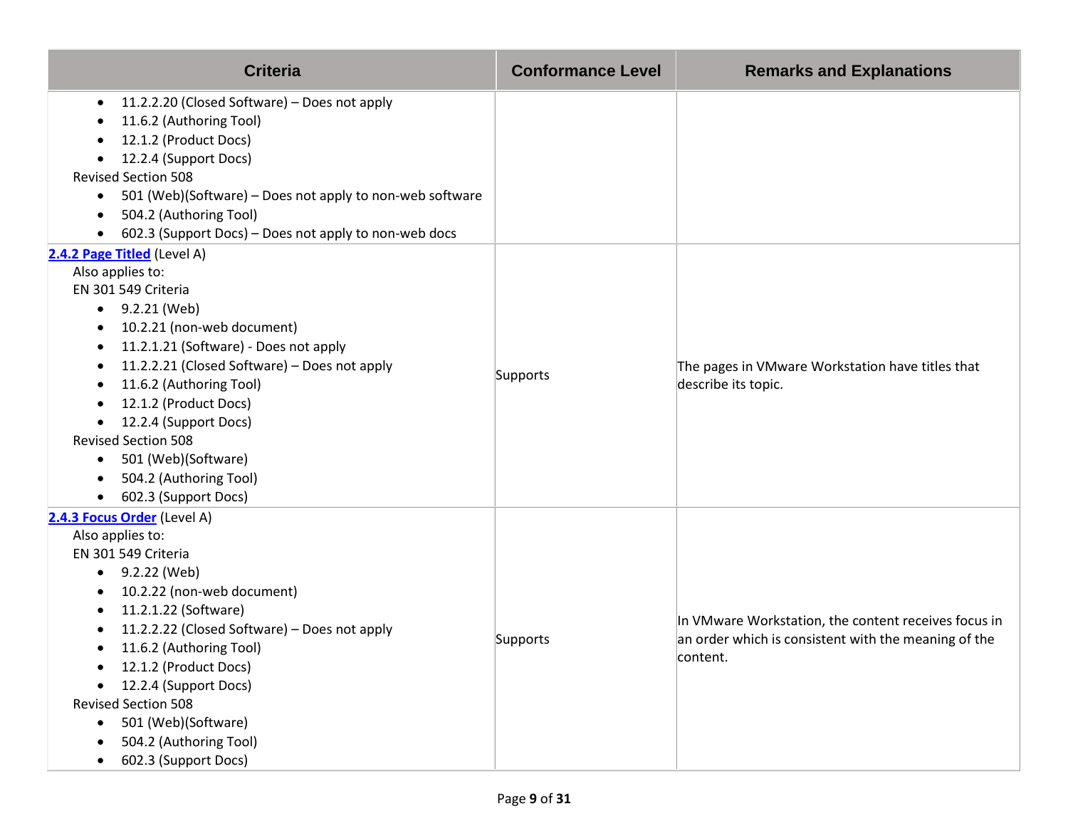| Criteria | Conformance Level | Remarks and Explanations |
| --- | --- | --- |
| • 11.2.2.20 (Closed Software) – Does not apply<br>• 11.6.2 (Authoring Tool)<br>• 12.1.2 (Product Docs)<br>• 12.2.4 (Support Docs)<br>Revised Section 508<br>• 501 (Web)(Software) – Does not apply to non-web software<br>• 504.2 (Authoring Tool)<br>• 602.3 (Support Docs) – Does not apply to non-web docs | | |
| **2.4.2 Page Titled** (Level A)<br>Also applies to:<br>EN 301 549 Criteria<br>• 9.2.21 (Web)<br>• 10.2.21 (non-web document)<br>• 11.2.1.21 (Software) - Does not apply<br>• 11.2.2.21 (Closed Software) – Does not apply<br>• 11.6.2 (Authoring Tool)<br>• 12.1.2 (Product Docs)<br>• 12.2.4 (Support Docs)<br>Revised Section 508<br>• 501 (Web)(Software)<br>• 504.2 (Authoring Tool)<br>• 602.3 (Support Docs) | Supports | The pages in VMware Workstation have titles that describe its topic. |
| **2.4.3 Focus Order** (Level A)<br>Also applies to:<br>EN 301 549 Criteria<br>• 9.2.22 (Web)<br>• 10.2.22 (non-web document)<br>• 11.2.1.22 (Software)<br>• 11.2.2.22 (Closed Software) – Does not apply<br>• 11.6.2 (Authoring Tool)<br>• 12.1.2 (Product Docs)<br>• 12.2.4 (Support Docs)<br>Revised Section 508<br>• 501 (Web)(Software)<br>• 504.2 (Authoring Tool)<br>• 602.3 (Support Docs) | Supports | In VMware Workstation, the content receives focus in an order which is consistent with the meaning of the content. |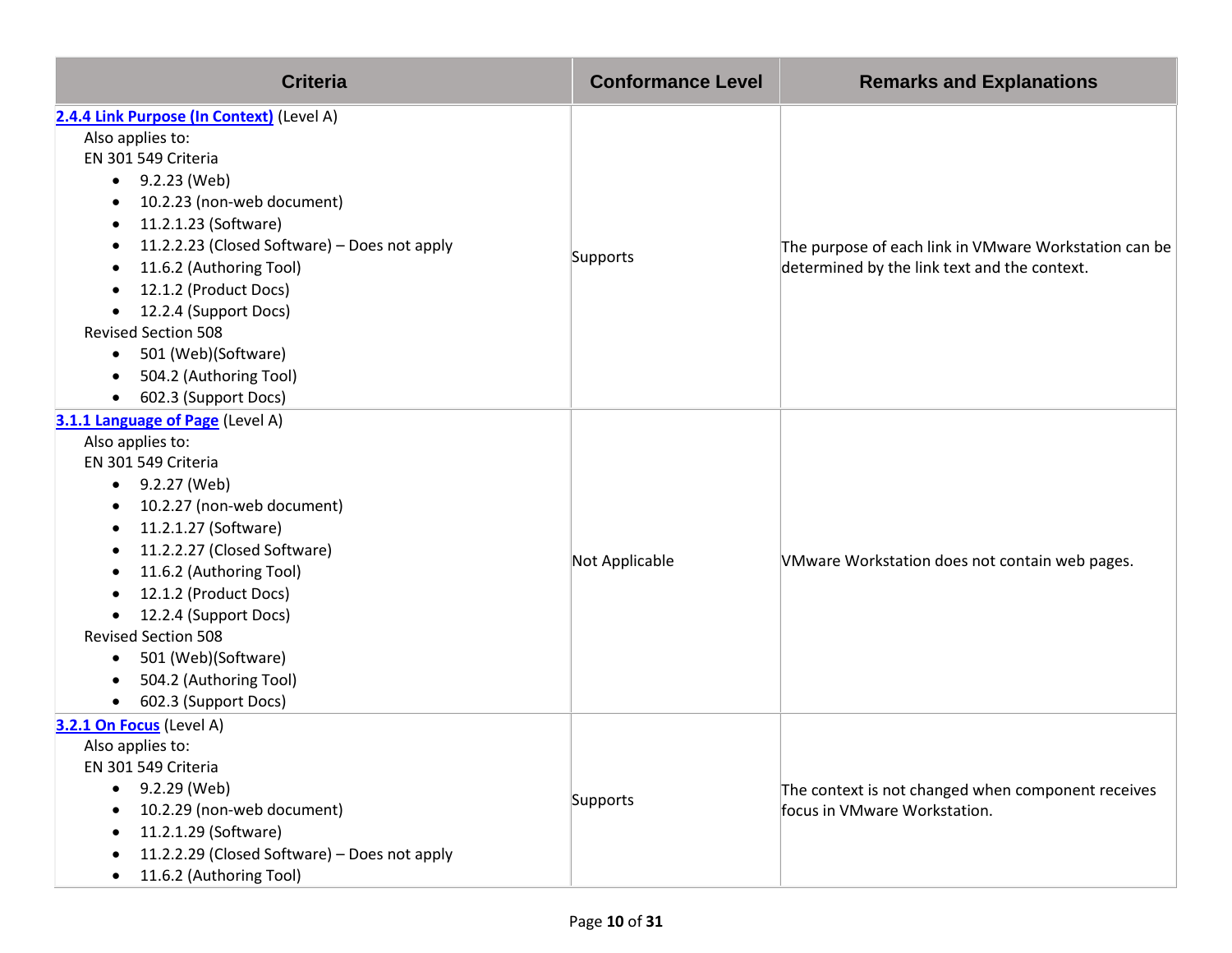| Criteria | Conformance Level | Remarks and Explanations |
|---|---|---|
| **[2.4.4 Link Purpose (In Context)]** (Level A)<br>Also applies to:<br>EN 301 549 Criteria<br>• 9.2.23 (Web)<br>• 10.2.23 (non-web document)<br>• 11.2.1.23 (Software)<br>• 11.2.2.23 (Closed Software) – Does not apply<br>• 11.6.2 (Authoring Tool)<br>• 12.1.2 (Product Docs)<br>• 12.2.4 (Support Docs)<br>Revised Section 508<br>• 501 (Web)(Software)<br>• 504.2 (Authoring Tool)<br>• 602.3 (Support Docs) | Supports | The purpose of each link in VMware Workstation can be determined by the link text and the context. |
| **[3.1.1 Language of Page]** (Level A)<br>Also applies to:<br>EN 301 549 Criteria<br>• 9.2.27 (Web)<br>• 10.2.27 (non-web document)<br>• 11.2.1.27 (Software)<br>• 11.2.2.27 (Closed Software)<br>• 11.6.2 (Authoring Tool)<br>• 12.1.2 (Product Docs)<br>• 12.2.4 (Support Docs)<br>Revised Section 508<br>• 501 (Web)(Software)<br>• 504.2 (Authoring Tool)<br>• 602.3 (Support Docs) | Not Applicable | VMware Workstation does not contain web pages. |
| **[3.2.1 On Focus]** (Level A)<br>Also applies to:<br>EN 301 549 Criteria<br>• 9.2.29 (Web)<br>• 10.2.29 (non-web document)<br>• 11.2.1.29 (Software)<br>• 11.2.2.29 (Closed Software) – Does not apply<br>• 11.6.2 (Authoring Tool) | Supports | The context is not changed when component receives focus in VMware Workstation. |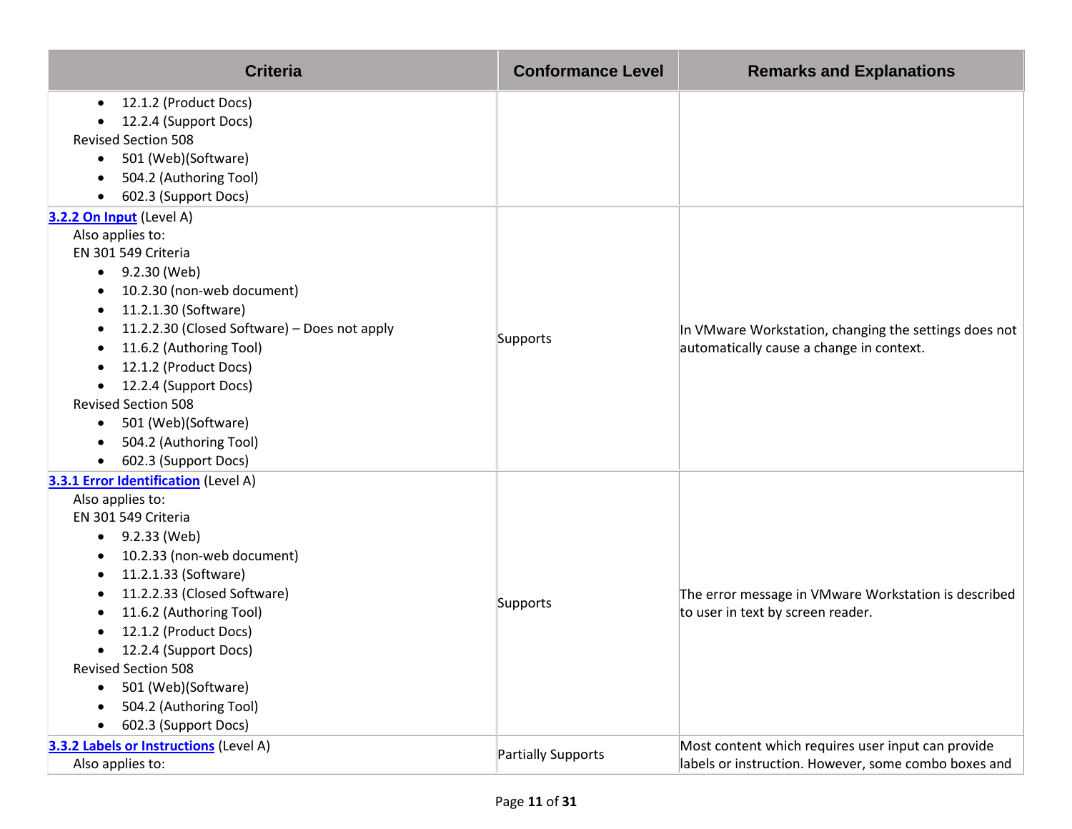| Criteria | Conformance Level | Remarks and Explanations |
|---|---|---|
| • 12.1.2 (Product Docs)<br>• 12.2.4 (Support Docs)<br>Revised Section 508<br>• 501 (Web)(Software)<br>• 504.2 (Authoring Tool)<br>• 602.3 (Support Docs) | | |
| **3.2.2 On Input** (Level A)<br>Also applies to:<br>EN 301 549 Criteria<br>• 9.2.30 (Web)<br>• 10.2.30 (non-web document)<br>• 11.2.1.30 (Software)<br>• 11.2.2.30 (Closed Software) – Does not apply<br>• 11.6.2 (Authoring Tool)<br>• 12.1.2 (Product Docs)<br>• 12.2.4 (Support Docs)<br>Revised Section 508<br>• 501 (Web)(Software)<br>• 504.2 (Authoring Tool)<br>• 602.3 (Support Docs) | Supports | In VMware Workstation, changing the settings does not automatically cause a change in context. |
| **3.3.1 Error Identification** (Level A)<br>Also applies to:<br>EN 301 549 Criteria<br>• 9.2.33 (Web)<br>• 10.2.33 (non-web document)<br>• 11.2.1.33 (Software)<br>• 11.2.2.33 (Closed Software)<br>• 11.6.2 (Authoring Tool)<br>• 12.1.2 (Product Docs)<br>• 12.2.4 (Support Docs)<br>Revised Section 508<br>• 501 (Web)(Software)<br>• 504.2 (Authoring Tool)<br>• 602.3 (Support Docs) | Supports | The error message in VMware Workstation is described to user in text by screen reader. |
| **3.3.2 Labels or Instructions** (Level A)<br>Also applies to: | Partially Supports | Most content which requires user input can provide labels or instruction. However, some combo boxes and |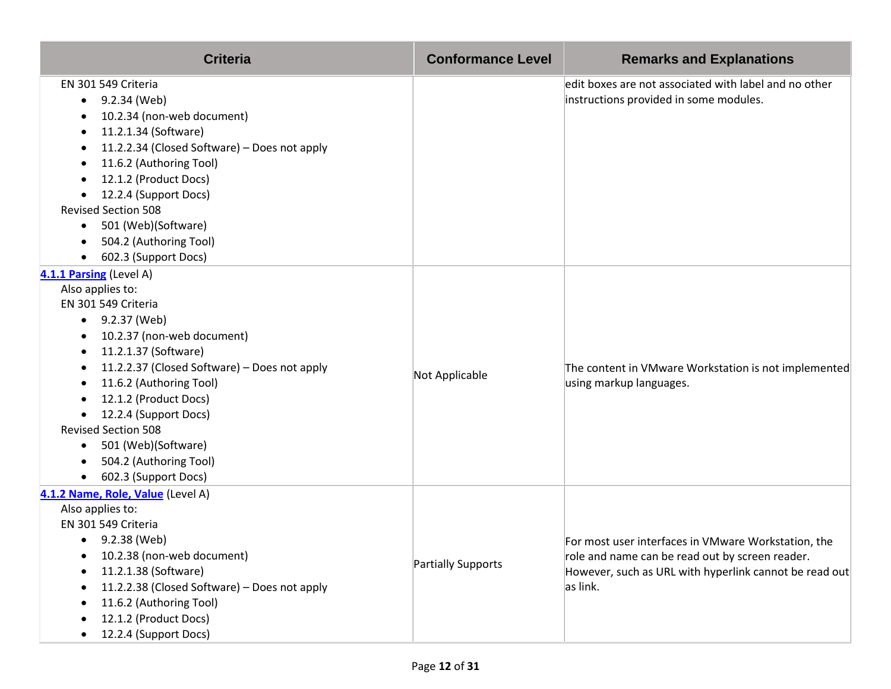| Criteria | Conformance Level | Remarks and Explanations |
| --- | --- | --- |
| EN 301 549 Criteria<br>• 9.2.34 (Web)<br>• 10.2.34 (non-web document)<br>• 11.2.1.34 (Software)<br>• 11.2.2.34 (Closed Software) – Does not apply<br>• 11.6.2 (Authoring Tool)<br>• 12.1.2 (Product Docs)<br>• 12.2.4 (Support Docs)<br>Revised Section 508<br>• 501 (Web)(Software)<br>• 504.2 (Authoring Tool)<br>• 602.3 (Support Docs) | | edit boxes are not associated with label and no other instructions provided in some modules. |
| **4.1.1 Parsing** (Level A)<br>Also applies to:<br>EN 301 549 Criteria<br>• 9.2.37 (Web)<br>• 10.2.37 (non-web document)<br>• 11.2.1.37 (Software)<br>• 11.2.2.37 (Closed Software) – Does not apply<br>• 11.6.2 (Authoring Tool)<br>• 12.1.2 (Product Docs)<br>• 12.2.4 (Support Docs)<br>Revised Section 508<br>• 501 (Web)(Software)<br>• 504.2 (Authoring Tool)<br>• 602.3 (Support Docs) | Not Applicable | The content in VMware Workstation is not implemented using markup languages. |
| **4.1.2 Name, Role, Value** (Level A)<br>Also applies to:<br>EN 301 549 Criteria<br>• 9.2.38 (Web)<br>• 10.2.38 (non-web document)<br>• 11.2.1.38 (Software)<br>• 11.2.2.38 (Closed Software) – Does not apply<br>• 11.6.2 (Authoring Tool)<br>• 12.1.2 (Product Docs)<br>• 12.2.4 (Support Docs) | Partially Supports | For most user interfaces in VMware Workstation, the role and name can be read out by screen reader. However, such as URL with hyperlink cannot be read out as link. |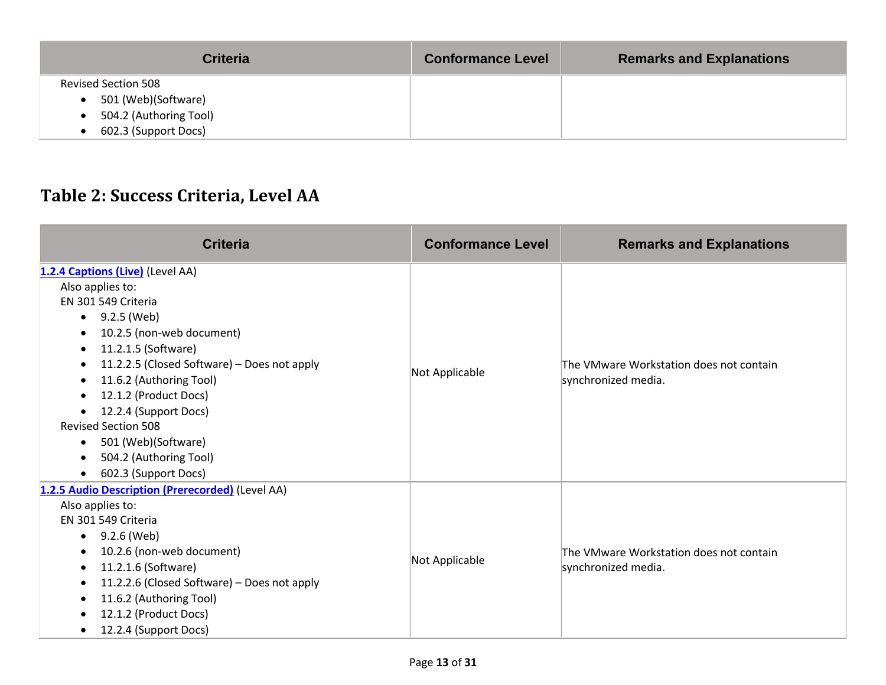| Criteria | Conformance Level | Remarks and Explanations |
| --- | --- | --- |
| Revised Section 508<br>• 501 (Web)(Software)<br>• 504.2 (Authoring Tool)<br>• 602.3 (Support Docs) | | |

## Table 2: Success Criteria, Level AA

| Criteria | Conformance Level | Remarks and Explanations |
| --- | --- | --- |
| **[1.2.4 Captions (Live)]** (Level AA)<br>Also applies to:<br>EN 301 549 Criteria<br>• 9.2.5 (Web)<br>• 10.2.5 (non-web document)<br>• 11.2.1.5 (Software)<br>• 11.2.2.5 (Closed Software) – Does not apply<br>• 11.6.2 (Authoring Tool)<br>• 12.1.2 (Product Docs)<br>• 12.2.4 (Support Docs)<br>Revised Section 508<br>• 501 (Web)(Software)<br>• 504.2 (Authoring Tool)<br>• 602.3 (Support Docs) | Not Applicable | The VMware Workstation does not contain synchronized media. |
| **[1.2.5 Audio Description (Prerecorded)]** (Level AA)<br>Also applies to:<br>EN 301 549 Criteria<br>• 9.2.6 (Web)<br>• 10.2.6 (non-web document)<br>• 11.2.1.6 (Software)<br>• 11.2.2.6 (Closed Software) – Does not apply<br>• 11.6.2 (Authoring Tool)<br>• 12.1.2 (Product Docs)<br>• 12.2.4 (Support Docs) | Not Applicable | The VMware Workstation does not contain synchronized media. |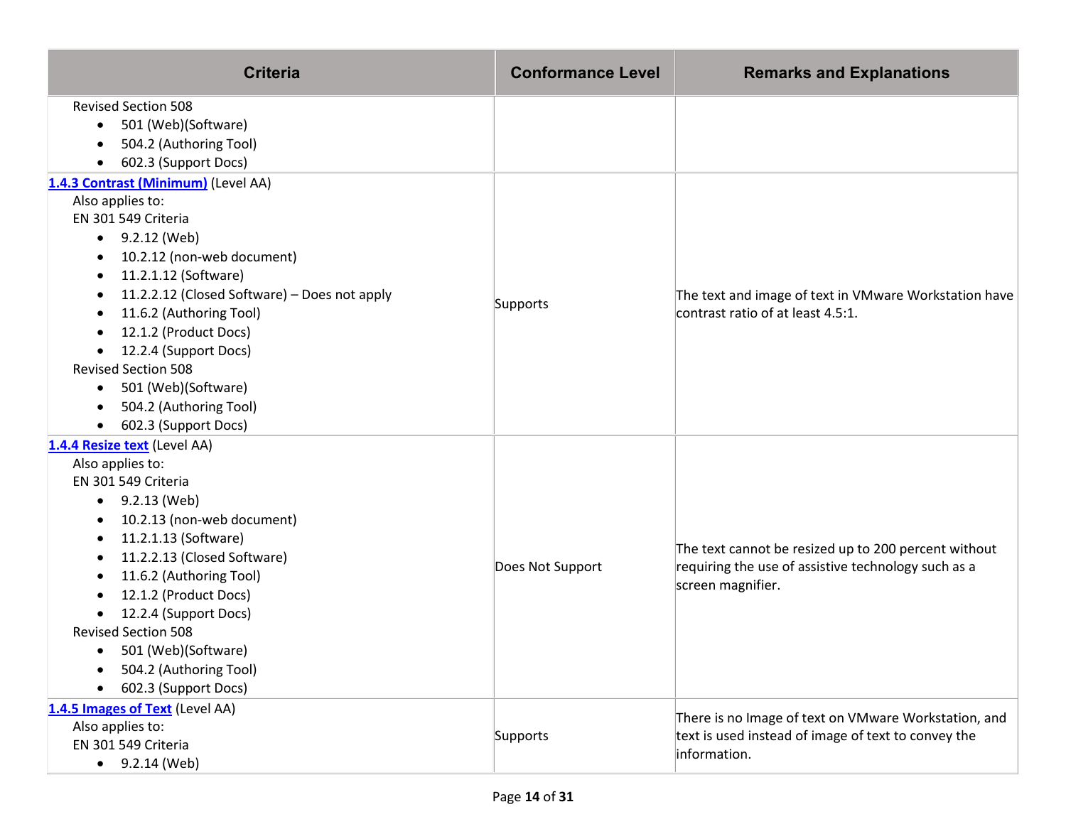| Criteria | Conformance Level | Remarks and Explanations |
|---|---|---|
| Revised Section 508<br>• 501 (Web)(Software)<br>• 504.2 (Authoring Tool)<br>• 602.3 (Support Docs) | | |
| **1.4.3 Contrast (Minimum)** (Level AA)<br>Also applies to:<br>EN 301 549 Criteria<br>• 9.2.12 (Web)<br>• 10.2.12 (non-web document)<br>• 11.2.1.12 (Software)<br>• 11.2.2.12 (Closed Software) – Does not apply<br>• 11.6.2 (Authoring Tool)<br>• 12.1.2 (Product Docs)<br>• 12.2.4 (Support Docs)<br>Revised Section 508<br>• 501 (Web)(Software)<br>• 504.2 (Authoring Tool)<br>• 602.3 (Support Docs) | Supports | The text and image of text in VMware Workstation have contrast ratio of at least 4.5:1. |
| **1.4.4 Resize text** (Level AA)<br>Also applies to:<br>EN 301 549 Criteria<br>• 9.2.13 (Web)<br>• 10.2.13 (non-web document)<br>• 11.2.1.13 (Software)<br>• 11.2.2.13 (Closed Software)<br>• 11.6.2 (Authoring Tool)<br>• 12.1.2 (Product Docs)<br>• 12.2.4 (Support Docs)<br>Revised Section 508<br>• 501 (Web)(Software)<br>• 504.2 (Authoring Tool)<br>• 602.3 (Support Docs) | Does Not Support | The text cannot be resized up to 200 percent without requiring the use of assistive technology such as a screen magnifier. |
| **1.4.5 Images of Text** (Level AA)<br>Also applies to:<br>EN 301 549 Criteria<br>• 9.2.14 (Web) | Supports | There is no Image of text on VMware Workstation, and text is used instead of image of text to convey the information. |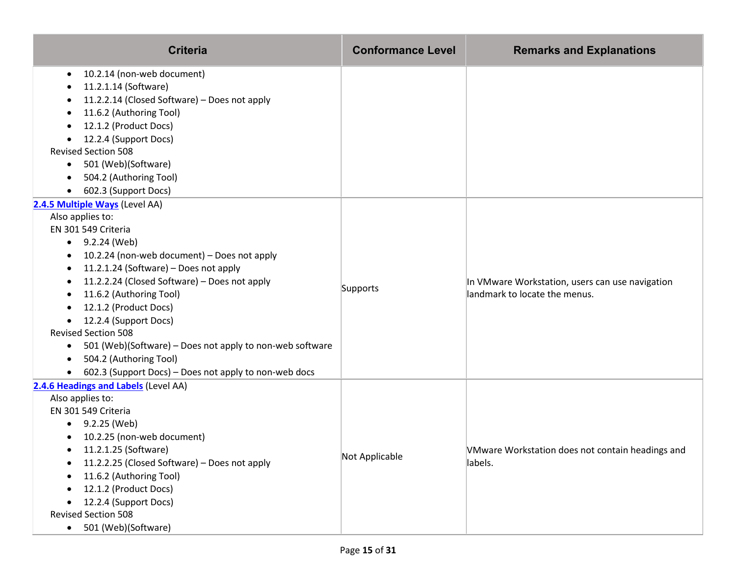| Criteria | Conformance Level | Remarks and Explanations |
|---|---|---|
| <ul><li>10.2.14 (non-web document)</li><li>11.2.1.14 (Software)</li><li>11.2.2.14 (Closed Software) – Does not apply</li><li>11.6.2 (Authoring Tool)</li><li>12.1.2 (Product Docs)</li><li>12.2.4 (Support Docs)</li></ul>Revised Section 508<ul><li>501 (Web)(Software)</li><li>504.2 (Authoring Tool)</li><li>602.3 (Support Docs)</li></ul> | | |
| **2.4.5 Multiple Ways** (Level AA)<br>Also applies to:<br>EN 301 549 Criteria<ul><li>9.2.24 (Web)</li><li>10.2.24 (non-web document) – Does not apply</li><li>11.2.1.24 (Software) – Does not apply</li><li>11.2.2.24 (Closed Software) – Does not apply</li><li>11.6.2 (Authoring Tool)</li><li>12.1.2 (Product Docs)</li><li>12.2.4 (Support Docs)</li></ul>Revised Section 508<ul><li>501 (Web)(Software) – Does not apply to non-web software</li><li>504.2 (Authoring Tool)</li><li>602.3 (Support Docs) – Does not apply to non-web docs</li></ul> | Supports | In VMware Workstation, users can use navigation landmark to locate the menus. |
| **2.4.6 Headings and Labels** (Level AA)<br>Also applies to:<br>EN 301 549 Criteria<ul><li>9.2.25 (Web)</li><li>10.2.25 (non-web document)</li><li>11.2.1.25 (Software)</li><li>11.2.2.25 (Closed Software) – Does not apply</li><li>11.6.2 (Authoring Tool)</li><li>12.1.2 (Product Docs)</li><li>12.2.4 (Support Docs)</li></ul>Revised Section 508<ul><li>501 (Web)(Software)</li></ul> | Not Applicable | VMware Workstation does not contain headings and labels. |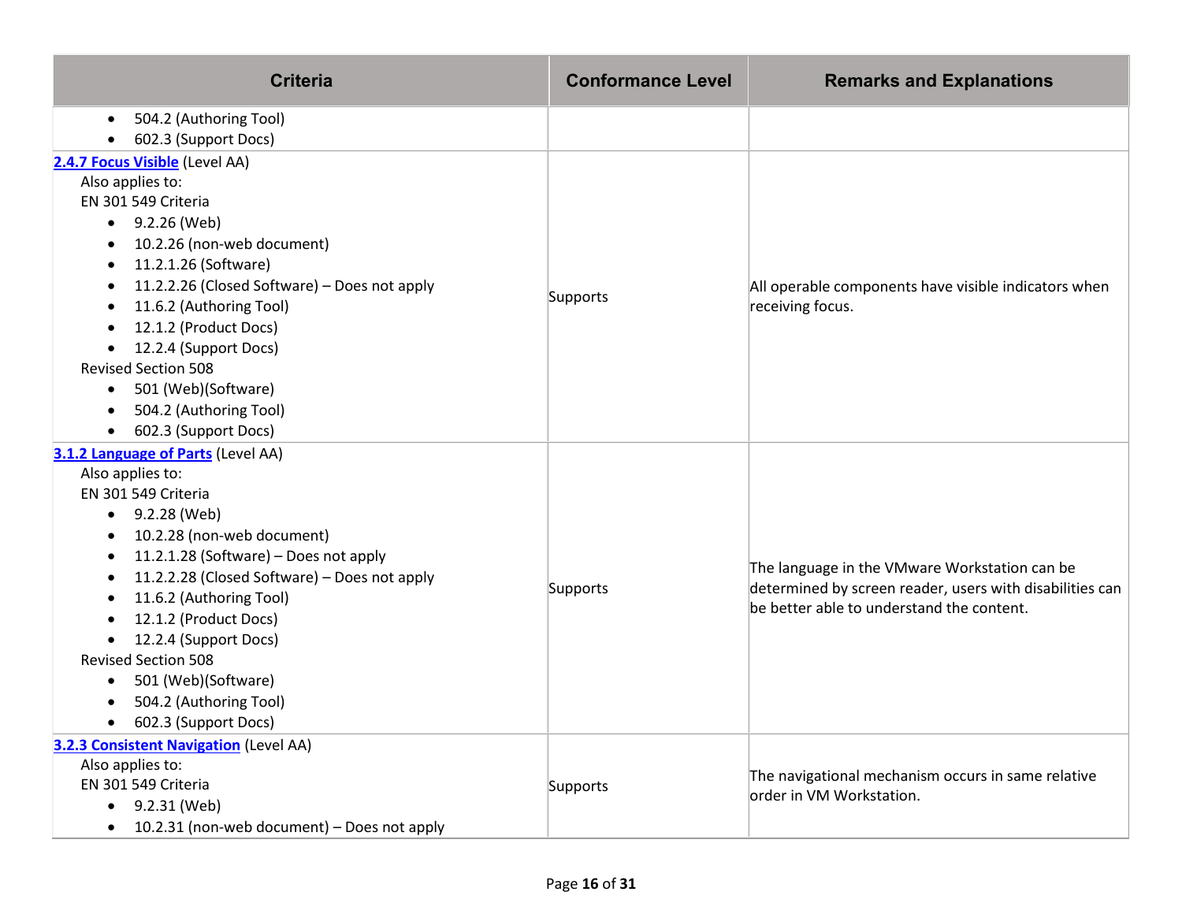| Criteria | Conformance Level | Remarks and Explanations |
|---|---|---|
| <ul><li>504.2 (Authoring Tool)</li><li>602.3 (Support Docs)</li></ul> | | |
| **2.4.7 Focus Visible** (Level AA)<br>Also applies to:<br>EN 301 549 Criteria<ul><li>9.2.26 (Web)</li><li>10.2.26 (non-web document)</li><li>11.2.1.26 (Software)</li><li>11.2.2.26 (Closed Software) – Does not apply</li><li>11.6.2 (Authoring Tool)</li><li>12.1.2 (Product Docs)</li><li>12.2.4 (Support Docs)</li></ul>Revised Section 508<ul><li>501 (Web)(Software)</li><li>504.2 (Authoring Tool)</li><li>602.3 (Support Docs)</li></ul> | Supports | All operable components have visible indicators when receiving focus. |
| **3.1.2 Language of Parts** (Level AA)<br>Also applies to:<br>EN 301 549 Criteria<ul><li>9.2.28 (Web)</li><li>10.2.28 (non-web document)</li><li>11.2.1.28 (Software) – Does not apply</li><li>11.2.2.28 (Closed Software) – Does not apply</li><li>11.6.2 (Authoring Tool)</li><li>12.1.2 (Product Docs)</li><li>12.2.4 (Support Docs)</li></ul>Revised Section 508<ul><li>501 (Web)(Software)</li><li>504.2 (Authoring Tool)</li><li>602.3 (Support Docs)</li></ul> | Supports | The language in the VMware Workstation can be determined by screen reader, users with disabilities can be better able to understand the content. |
| **3.2.3 Consistent Navigation** (Level AA)<br>Also applies to:<br>EN 301 549 Criteria<ul><li>9.2.31 (Web)</li><li>10.2.31 (non-web document) – Does not apply</li></ul> | Supports | The navigational mechanism occurs in same relative order in VM Workstation. |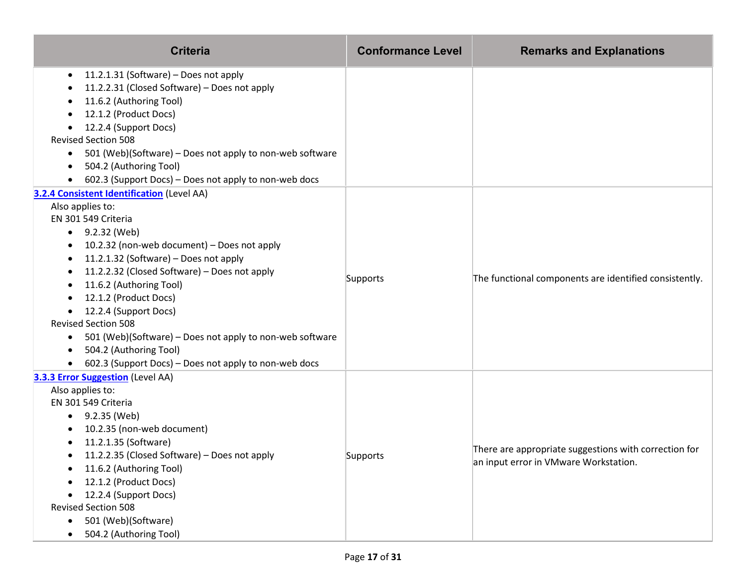| Criteria | Conformance Level | Remarks and Explanations |
|---|---|---|
| <ul><li>11.2.1.31 (Software) – Does not apply</li><li>11.2.2.31 (Closed Software) – Does not apply</li><li>11.6.2 (Authoring Tool)</li><li>12.1.2 (Product Docs)</li><li>12.2.4 (Support Docs)</li></ul>Revised Section 508<ul><li>501 (Web)(Software) – Does not apply to non-web software</li><li>504.2 (Authoring Tool)</li><li>602.3 (Support Docs) – Does not apply to non-web docs</li></ul> | | |
| **3.2.4 Consistent Identification** (Level AA)<br>Also applies to:<br>EN 301 549 Criteria<ul><li>9.2.32 (Web)</li><li>10.2.32 (non-web document) – Does not apply</li><li>11.2.1.32 (Software) – Does not apply</li><li>11.2.2.32 (Closed Software) – Does not apply</li><li>11.6.2 (Authoring Tool)</li><li>12.1.2 (Product Docs)</li><li>12.2.4 (Support Docs)</li></ul>Revised Section 508<ul><li>501 (Web)(Software) – Does not apply to non-web software</li><li>504.2 (Authoring Tool)</li><li>602.3 (Support Docs) – Does not apply to non-web docs</li></ul> | Supports | The functional components are identified consistently. |
| **3.3.3 Error Suggestion** (Level AA)<br>Also applies to:<br>EN 301 549 Criteria<ul><li>9.2.35 (Web)</li><li>10.2.35 (non-web document)</li><li>11.2.1.35 (Software)</li><li>11.2.2.35 (Closed Software) – Does not apply</li><li>11.6.2 (Authoring Tool)</li><li>12.1.2 (Product Docs)</li><li>12.2.4 (Support Docs)</li></ul>Revised Section 508<ul><li>501 (Web)(Software)</li><li>504.2 (Authoring Tool)</li></ul> | Supports | There are appropriate suggestions with correction for an input error in VMware Workstation. |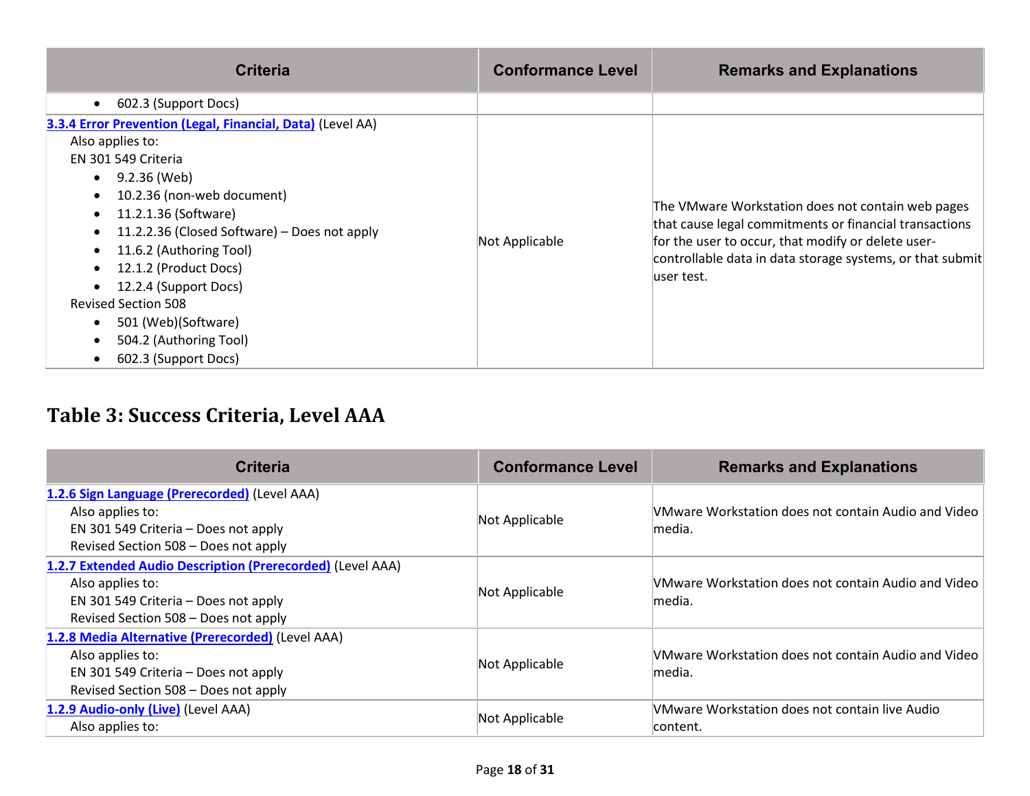| Criteria | Conformance Level | Remarks and Explanations |
|---|---|---|
| • 602.3 (Support Docs) | | |
| **3.3.4 Error Prevention (Legal, Financial, Data)** (Level AA)<br>Also applies to:<br>EN 301 549 Criteria<br>• 9.2.36 (Web)<br>• 10.2.36 (non-web document)<br>• 11.2.1.36 (Software)<br>• 11.2.2.36 (Closed Software) – Does not apply<br>• 11.6.2 (Authoring Tool)<br>• 12.1.2 (Product Docs)<br>• 12.2.4 (Support Docs)<br>Revised Section 508<br>• 501 (Web)(Software)<br>• 504.2 (Authoring Tool)<br>• 602.3 (Support Docs) | Not Applicable | The VMware Workstation does not contain web pages that cause legal commitments or financial transactions for the user to occur, that modify or delete user-controllable data in data storage systems, or that submit user test. |

## Table 3: Success Criteria, Level AAA

| Criteria | Conformance Level | Remarks and Explanations |
|---|---|---|
| **1.2.6 Sign Language (Prerecorded)** (Level AAA)<br>Also applies to:<br>EN 301 549 Criteria – Does not apply<br>Revised Section 508 – Does not apply | Not Applicable | VMware Workstation does not contain Audio and Video media. |
| **1.2.7 Extended Audio Description (Prerecorded)** (Level AAA)<br>Also applies to:<br>EN 301 549 Criteria – Does not apply<br>Revised Section 508 – Does not apply | Not Applicable | VMware Workstation does not contain Audio and Video media. |
| **1.2.8 Media Alternative (Prerecorded)** (Level AAA)<br>Also applies to:<br>EN 301 549 Criteria – Does not apply<br>Revised Section 508 – Does not apply | Not Applicable | VMware Workstation does not contain Audio and Video media. |
| **1.2.9 Audio-only (Live)** (Level AAA)<br>Also applies to: | Not Applicable | VMware Workstation does not contain live Audio content. |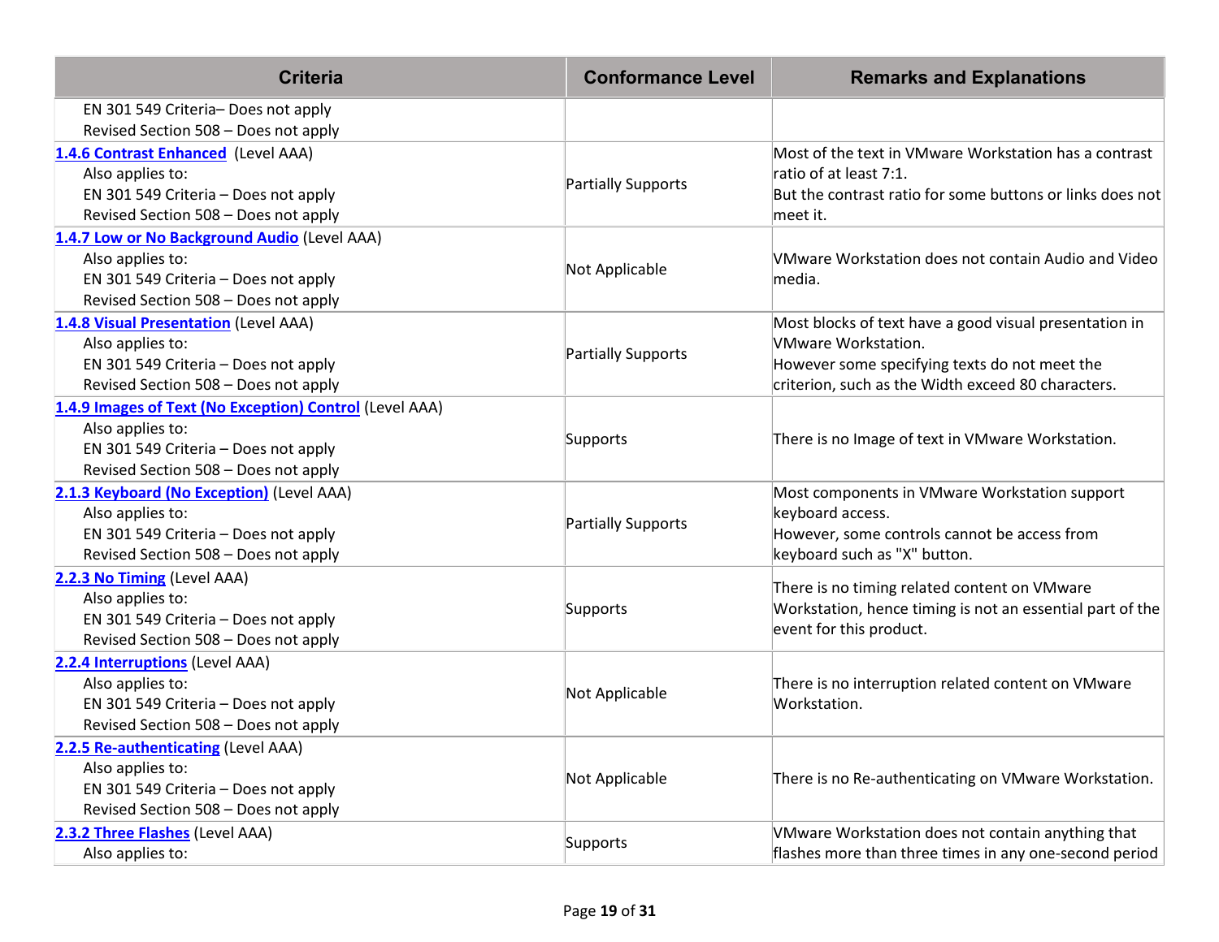| Criteria | Conformance Level | Remarks and Explanations |
| --- | --- | --- |
| EN 301 549 Criteria– Does not apply<br>Revised Section 508 – Does not apply | | |
| **1.4.6 Contrast Enhanced** (Level AAA)<br>Also applies to:<br>EN 301 549 Criteria – Does not apply<br>Revised Section 508 – Does not apply | Partially Supports | Most of the text in VMware Workstation has a contrast ratio of at least 7:1.<br>But the contrast ratio for some buttons or links does not meet it. |
| **1.4.7 Low or No Background Audio** (Level AAA)<br>Also applies to:<br>EN 301 549 Criteria – Does not apply<br>Revised Section 508 – Does not apply | Not Applicable | VMware Workstation does not contain Audio and Video media. |
| **1.4.8 Visual Presentation** (Level AAA)<br>Also applies to:<br>EN 301 549 Criteria – Does not apply<br>Revised Section 508 – Does not apply | Partially Supports | Most blocks of text have a good visual presentation in VMware Workstation.<br>However some specifying texts do not meet the criterion, such as the Width exceed 80 characters. |
| **1.4.9 Images of Text (No Exception) Control** (Level AAA)<br>Also applies to:<br>EN 301 549 Criteria – Does not apply<br>Revised Section 508 – Does not apply | Supports | There is no Image of text in VMware Workstation. |
| **2.1.3 Keyboard (No Exception)** (Level AAA)<br>Also applies to:<br>EN 301 549 Criteria – Does not apply<br>Revised Section 508 – Does not apply | Partially Supports | Most components in VMware Workstation support keyboard access.<br>However, some controls cannot be access from keyboard such as "X" button. |
| **2.2.3 No Timing** (Level AAA)<br>Also applies to:<br>EN 301 549 Criteria – Does not apply<br>Revised Section 508 – Does not apply | Supports | There is no timing related content on VMware Workstation, hence timing is not an essential part of the event for this product. |
| **2.2.4 Interruptions** (Level AAA)<br>Also applies to:<br>EN 301 549 Criteria – Does not apply<br>Revised Section 508 – Does not apply | Not Applicable | There is no interruption related content on VMware Workstation. |
| **2.2.5 Re-authenticating** (Level AAA)<br>Also applies to:<br>EN 301 549 Criteria – Does not apply<br>Revised Section 508 – Does not apply | Not Applicable | There is no Re-authenticating on VMware Workstation. |
| **2.3.2 Three Flashes** (Level AAA)<br>Also applies to: | Supports | VMware Workstation does not contain anything that flashes more than three times in any one-second period |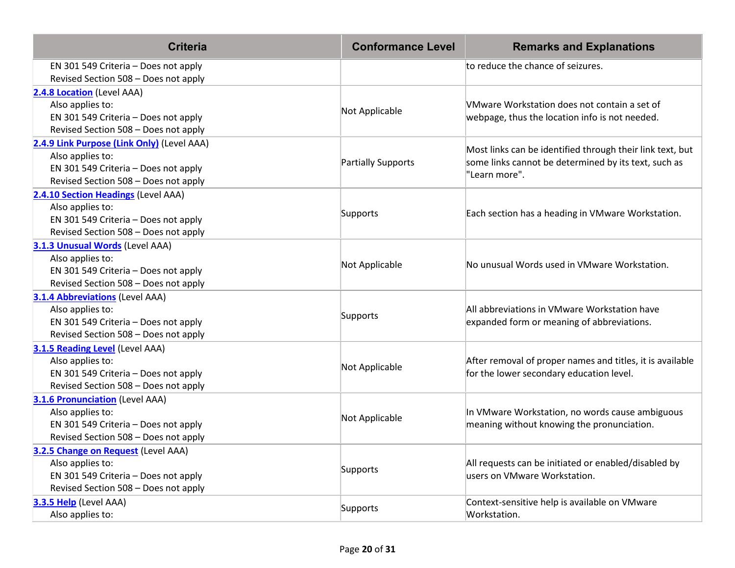| Criteria | Conformance Level | Remarks and Explanations |
| --- | --- | --- |
| EN 301 549 Criteria – Does not apply<br>Revised Section 508 – Does not apply | | to reduce the chance of seizures. |
| **2.4.8 Location** (Level AAA)<br>Also applies to:<br>EN 301 549 Criteria – Does not apply<br>Revised Section 508 – Does not apply | Not Applicable | VMware Workstation does not contain a set of webpage, thus the location info is not needed. |
| **2.4.9 Link Purpose (Link Only)** (Level AAA)<br>Also applies to:<br>EN 301 549 Criteria – Does not apply<br>Revised Section 508 – Does not apply | Partially Supports | Most links can be identified through their link text, but some links cannot be determined by its text, such as "Learn more". |
| **2.4.10 Section Headings** (Level AAA)<br>Also applies to:<br>EN 301 549 Criteria – Does not apply<br>Revised Section 508 – Does not apply | Supports | Each section has a heading in VMware Workstation. |
| **3.1.3 Unusual Words** (Level AAA)<br>Also applies to:<br>EN 301 549 Criteria – Does not apply<br>Revised Section 508 – Does not apply | Not Applicable | No unusual Words used in VMware Workstation. |
| **3.1.4 Abbreviations** (Level AAA)<br>Also applies to:<br>EN 301 549 Criteria – Does not apply<br>Revised Section 508 – Does not apply | Supports | All abbreviations in VMware Workstation have expanded form or meaning of abbreviations. |
| **3.1.5 Reading Level** (Level AAA)<br>Also applies to:<br>EN 301 549 Criteria – Does not apply<br>Revised Section 508 – Does not apply | Not Applicable | After removal of proper names and titles, it is available for the lower secondary education level. |
| **3.1.6 Pronunciation** (Level AAA)<br>Also applies to:<br>EN 301 549 Criteria – Does not apply<br>Revised Section 508 – Does not apply | Not Applicable | In VMware Workstation, no words cause ambiguous meaning without knowing the pronunciation. |
| **3.2.5 Change on Request** (Level AAA)<br>Also applies to:<br>EN 301 549 Criteria – Does not apply<br>Revised Section 508 – Does not apply | Supports | All requests can be initiated or enabled/disabled by users on VMware Workstation. |
| **3.3.5 Help** (Level AAA)<br>Also applies to: | Supports | Context-sensitive help is available on VMware Workstation. |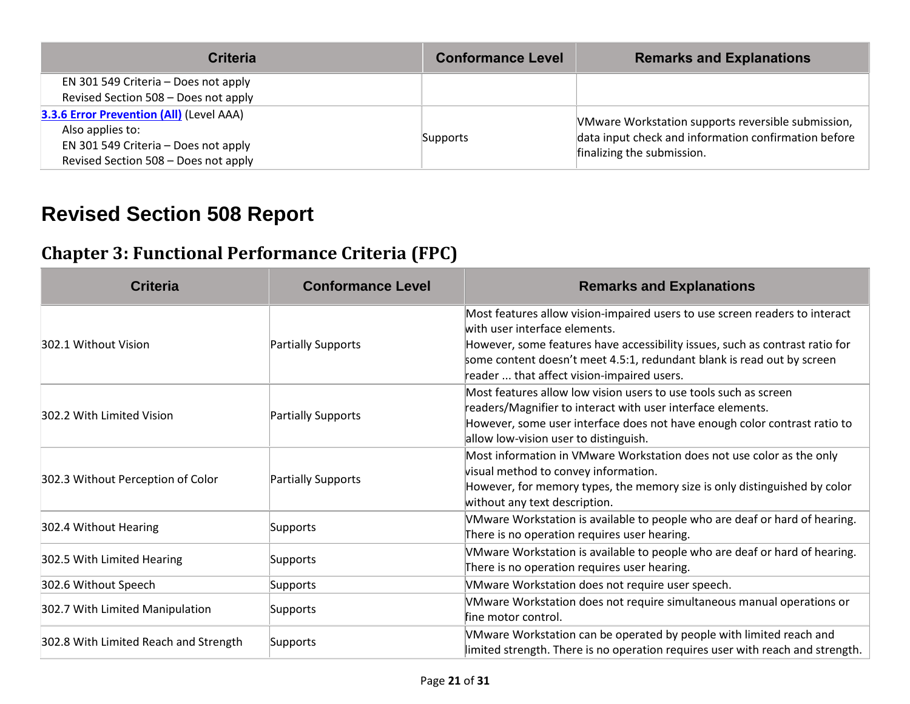| Criteria | Conformance Level | Remarks and Explanations |
|---|---|---|
| EN 301 549 Criteria – Does not apply<br>Revised Section 508 – Does not apply | | |
| **3.3.6 Error Prevention (All)** (Level AAA)<br>Also applies to:<br>EN 301 549 Criteria – Does not apply<br>Revised Section 508 – Does not apply | Supports | VMware Workstation supports reversible submission, data input check and information confirmation before finalizing the submission. |

# Revised Section 508 Report

## Chapter 3: Functional Performance Criteria (FPC)

| Criteria | Conformance Level | Remarks and Explanations |
|---|---|---|
| 302.1 Without Vision | Partially Supports | Most features allow vision-impaired users to use screen readers to interact with user interface elements.<br>However, some features have accessibility issues, such as contrast ratio for some content doesn't meet 4.5:1, redundant blank is read out by screen reader ... that affect vision-impaired users. |
| 302.2 With Limited Vision | Partially Supports | Most features allow low vision users to use tools such as screen readers/Magnifier to interact with user interface elements.<br>However, some user interface does not have enough color contrast ratio to allow low-vision user to distinguish. |
| 302.3 Without Perception of Color | Partially Supports | Most information in VMware Workstation does not use color as the only visual method to convey information.<br>However, for memory types, the memory size is only distinguished by color without any text description. |
| 302.4 Without Hearing | Supports | VMware Workstation is available to people who are deaf or hard of hearing. There is no operation requires user hearing. |
| 302.5 With Limited Hearing | Supports | VMware Workstation is available to people who are deaf or hard of hearing. There is no operation requires user hearing. |
| 302.6 Without Speech | Supports | VMware Workstation does not require user speech. |
| 302.7 With Limited Manipulation | Supports | VMware Workstation does not require simultaneous manual operations or fine motor control. |
| 302.8 With Limited Reach and Strength | Supports | VMware Workstation can be operated by people with limited reach and limited strength. There is no operation requires user with reach and strength. |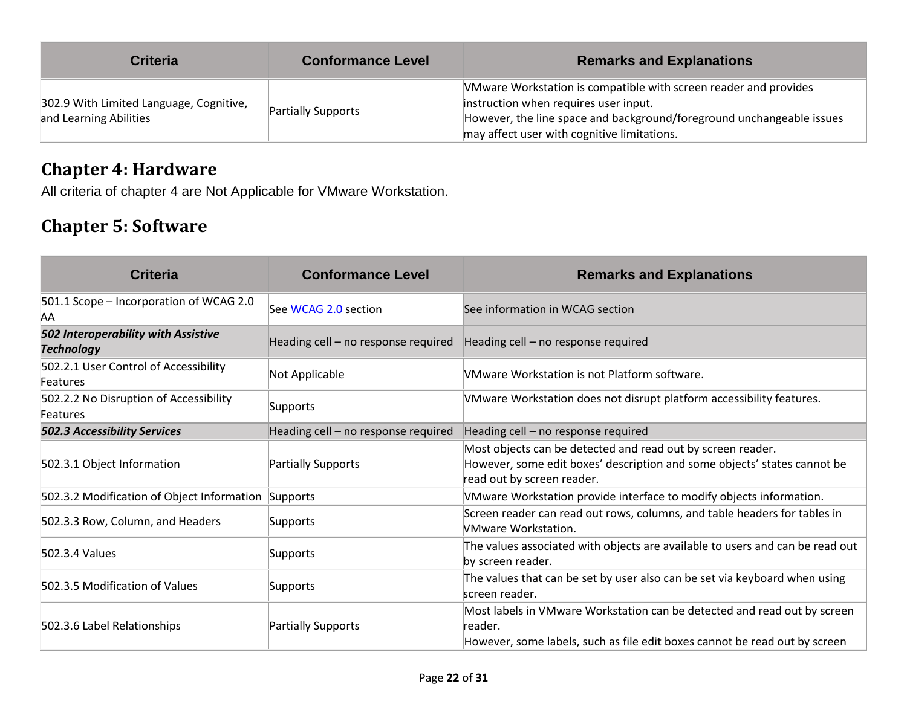| Criteria | Conformance Level | Remarks and Explanations |
|---|---|---|
| 302.9 With Limited Language, Cognitive, and Learning Abilities | Partially Supports | VMware Workstation is compatible with screen reader and provides instruction when requires user input.<br>However, the line space and background/foreground unchangeable issues may affect user with cognitive limitations. |

## Chapter 4: Hardware

All criteria of chapter 4 are Not Applicable for VMware Workstation.

## Chapter 5: Software

| Criteria | Conformance Level | Remarks and Explanations |
|---|---|---|
| 501.1 Scope – Incorporation of WCAG 2.0 AA | See [WCAG 2.0]() section | See information in WCAG section |
| ***502 Interoperability with Assistive Technology*** | Heading cell – no response required | Heading cell – no response required |
| 502.2.1 User Control of Accessibility Features | Not Applicable | VMware Workstation is not Platform software. |
| 502.2.2 No Disruption of Accessibility Features | Supports | VMware Workstation does not disrupt platform accessibility features. |
| ***502.3 Accessibility Services*** | Heading cell – no response required | Heading cell – no response required |
| 502.3.1 Object Information | Partially Supports | Most objects can be detected and read out by screen reader.<br>However, some edit boxes' description and some objects' states cannot be read out by screen reader. |
| 502.3.2 Modification of Object Information | Supports | VMware Workstation provide interface to modify objects information. |
| 502.3.3 Row, Column, and Headers | Supports | Screen reader can read out rows, columns, and table headers for tables in VMware Workstation. |
| 502.3.4 Values | Supports | The values associated with objects are available to users and can be read out by screen reader. |
| 502.3.5 Modification of Values | Supports | The values that can be set by user also can be set via keyboard when using screen reader. |
| 502.3.6 Label Relationships | Partially Supports | Most labels in VMware Workstation can be detected and read out by screen reader.<br>However, some labels, such as file edit boxes cannot be read out by screen |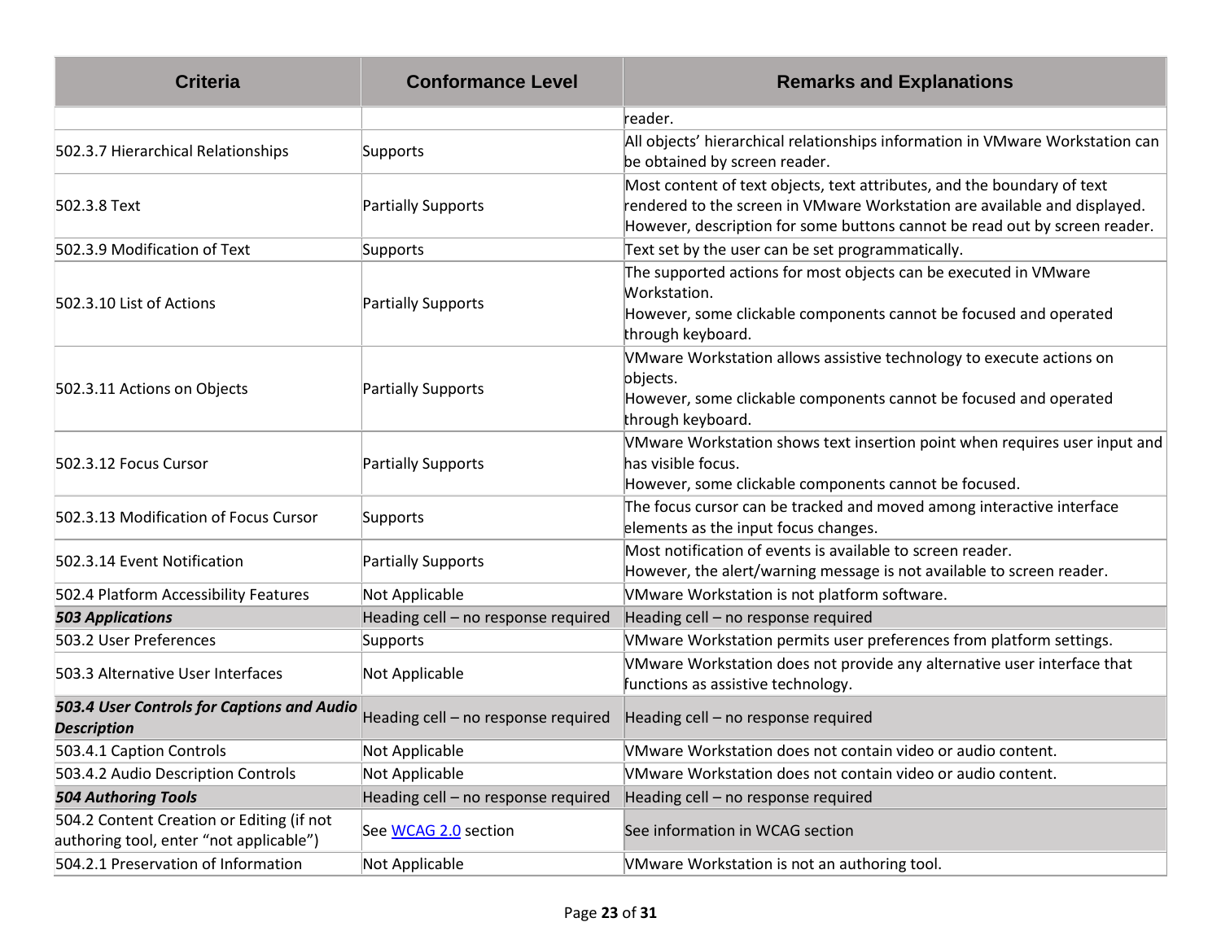| Criteria | Conformance Level | Remarks and Explanations |
| --- | --- | --- |
| | | reader. |
| 502.3.7 Hierarchical Relationships | Supports | All objects' hierarchical relationships information in VMware Workstation can be obtained by screen reader. |
| 502.3.8 Text | Partially Supports | Most content of text objects, text attributes, and the boundary of text rendered to the screen in VMware Workstation are available and displayed. However, description for some buttons cannot be read out by screen reader. |
| 502.3.9 Modification of Text | Supports | Text set by the user can be set programmatically. |
| 502.3.10 List of Actions | Partially Supports | The supported actions for most objects can be executed in VMware Workstation.<br>However, some clickable components cannot be focused and operated through keyboard. |
| 502.3.11 Actions on Objects | Partially Supports | VMware Workstation allows assistive technology to execute actions on objects.<br>However, some clickable components cannot be focused and operated through keyboard. |
| 502.3.12 Focus Cursor | Partially Supports | VMware Workstation shows text insertion point when requires user input and has visible focus.<br>However, some clickable components cannot be focused. |
| 502.3.13 Modification of Focus Cursor | Supports | The focus cursor can be tracked and moved among interactive interface elements as the input focus changes. |
| 502.3.14 Event Notification | Partially Supports | Most notification of events is available to screen reader.<br>However, the alert/warning message is not available to screen reader. |
| 502.4 Platform Accessibility Features | Not Applicable | VMware Workstation is not platform software. |
| ***503 Applications*** | Heading cell – no response required | Heading cell – no response required |
| 503.2 User Preferences | Supports | VMware Workstation permits user preferences from platform settings. |
| 503.3 Alternative User Interfaces | Not Applicable | VMware Workstation does not provide any alternative user interface that functions as assistive technology. |
| ***503.4 User Controls for Captions and Audio Description*** | Heading cell – no response required | Heading cell – no response required |
| 503.4.1 Caption Controls | Not Applicable | VMware Workstation does not contain video or audio content. |
| 503.4.2 Audio Description Controls | Not Applicable | VMware Workstation does not contain video or audio content. |
| ***504 Authoring Tools*** | Heading cell – no response required | Heading cell – no response required |
| 504.2 Content Creation or Editing (if not authoring tool, enter "not applicable") | See WCAG 2.0 section | See information in WCAG section |
| 504.2.1 Preservation of Information | Not Applicable | VMware Workstation is not an authoring tool. |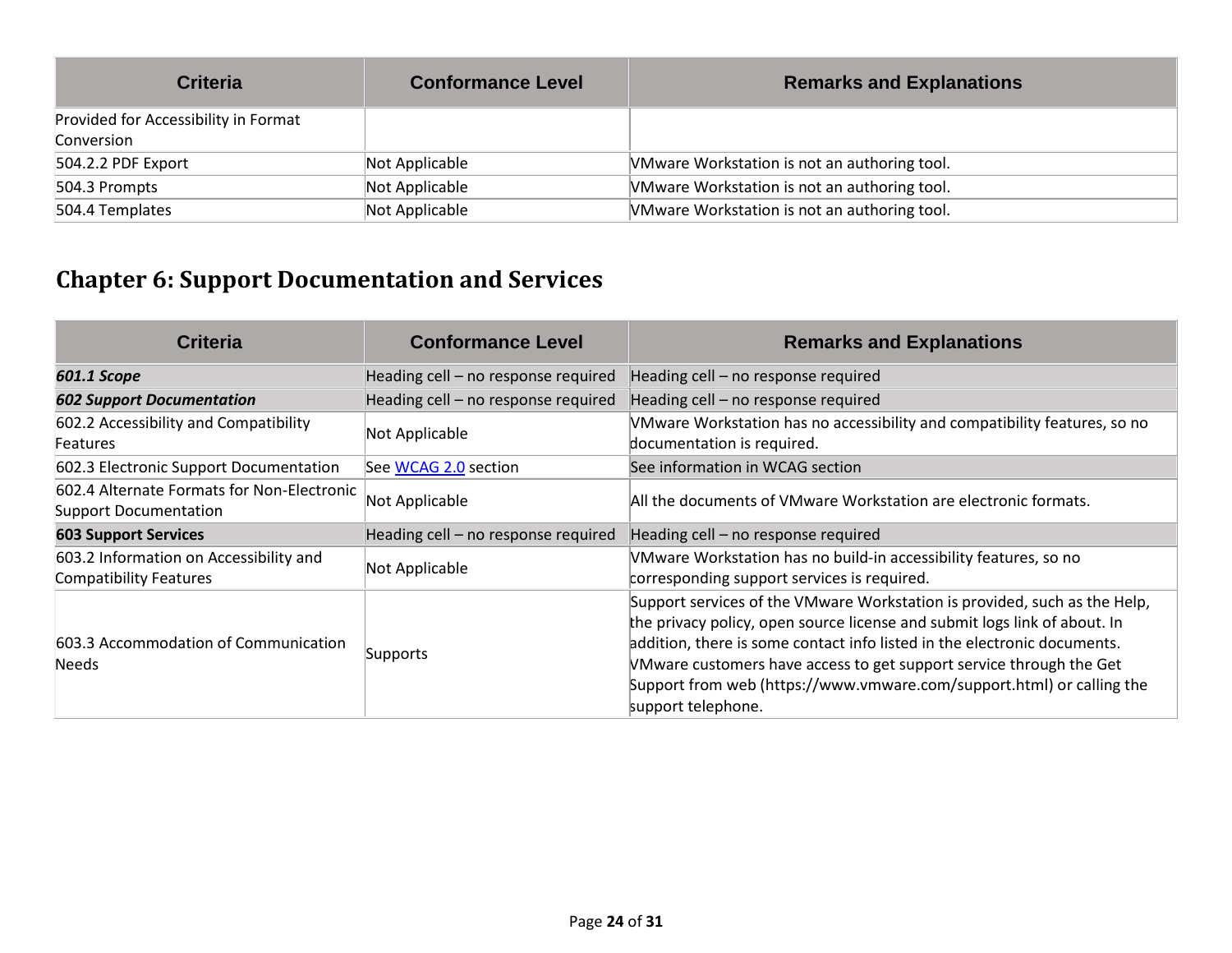| Criteria | Conformance Level | Remarks and Explanations |
|---|---|---|
| Provided for Accessibility in Format Conversion | | |
| 504.2.2 PDF Export | Not Applicable | VMware Workstation is not an authoring tool. |
| 504.3 Prompts | Not Applicable | VMware Workstation is not an authoring tool. |
| 504.4 Templates | Not Applicable | VMware Workstation is not an authoring tool. |

## Chapter 6: Support Documentation and Services

| Criteria | Conformance Level | Remarks and Explanations |
|---|---|---|
| ***601.1 Scope*** | Heading cell – no response required | Heading cell – no response required |
| ***602 Support Documentation*** | Heading cell – no response required | Heading cell – no response required |
| 602.2 Accessibility and Compatibility Features | Not Applicable | VMware Workstation has no accessibility and compatibility features, so no documentation is required. |
| 602.3 Electronic Support Documentation | See WCAG 2.0 section | See information in WCAG section |
| 602.4 Alternate Formats for Non-Electronic Support Documentation | Not Applicable | All the documents of VMware Workstation are electronic formats. |
| **603 Support Services** | Heading cell – no response required | Heading cell – no response required |
| 603.2 Information on Accessibility and Compatibility Features | Not Applicable | VMware Workstation has no build-in accessibility features, so no corresponding support services is required. |
| 603.3 Accommodation of Communication Needs | Supports | Support services of the VMware Workstation is provided, such as the Help, the privacy policy, open source license and submit logs link of about. In addition, there is some contact info listed in the electronic documents. VMware customers have access to get support service through the Get Support from web (https://www.vmware.com/support.html) or calling the support telephone. |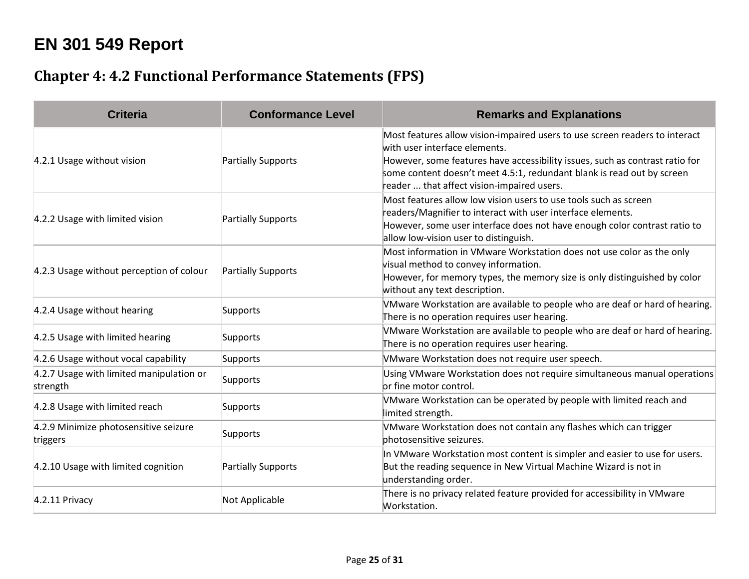# EN 301 549 Report

## Chapter 4: 4.2 Functional Performance Statements (FPS)

| Criteria | Conformance Level | Remarks and Explanations |
|---|---|---|
| 4.2.1 Usage without vision | Partially Supports | Most features allow vision-impaired users to use screen readers to interact with user interface elements.<br>However, some features have accessibility issues, such as contrast ratio for some content doesn't meet 4.5:1, redundant blank is read out by screen reader ... that affect vision-impaired users. |
| 4.2.2 Usage with limited vision | Partially Supports | Most features allow low vision users to use tools such as screen readers/Magnifier to interact with user interface elements.<br>However, some user interface does not have enough color contrast ratio to allow low-vision user to distinguish. |
| 4.2.3 Usage without perception of colour | Partially Supports | Most information in VMware Workstation does not use color as the only visual method to convey information.<br>However, for memory types, the memory size is only distinguished by color without any text description. |
| 4.2.4 Usage without hearing | Supports | VMware Workstation are available to people who are deaf or hard of hearing. There is no operation requires user hearing. |
| 4.2.5 Usage with limited hearing | Supports | VMware Workstation are available to people who are deaf or hard of hearing. There is no operation requires user hearing. |
| 4.2.6 Usage without vocal capability | Supports | VMware Workstation does not require user speech. |
| 4.2.7 Usage with limited manipulation or strength | Supports | Using VMware Workstation does not require simultaneous manual operations or fine motor control. |
| 4.2.8 Usage with limited reach | Supports | VMware Workstation can be operated by people with limited reach and limited strength. |
| 4.2.9 Minimize photosensitive seizure triggers | Supports | VMware Workstation does not contain any flashes which can trigger photosensitive seizures. |
| 4.2.10 Usage with limited cognition | Partially Supports | In VMware Workstation most content is simpler and easier to use for users. But the reading sequence in New Virtual Machine Wizard is not in understanding order. |
| 4.2.11 Privacy | Not Applicable | There is no privacy related feature provided for accessibility in VMware Workstation. |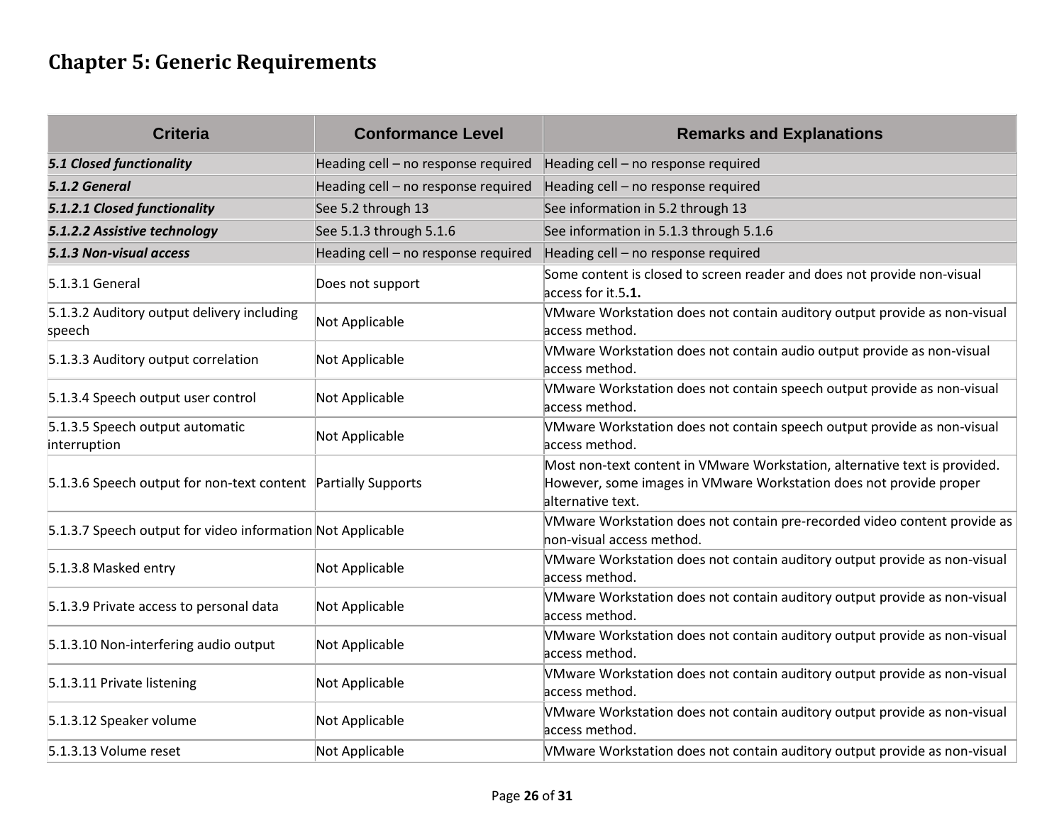# Chapter 5: Generic Requirements

| Criteria | Conformance Level | Remarks and Explanations |
| --- | --- | --- |
| ***5.1 Closed functionality*** | Heading cell – no response required | Heading cell – no response required |
| ***5.1.2 General*** | Heading cell – no response required | Heading cell – no response required |
| ***5.1.2.1 Closed functionality*** | See 5.2 through 13 | See information in 5.2 through 13 |
| ***5.1.2.2 Assistive technology*** | See 5.1.3 through 5.1.6 | See information in 5.1.3 through 5.1.6 |
| ***5.1.3 Non-visual access*** | Heading cell – no response required | Heading cell – no response required |
| 5.1.3.1 General | Does not support | Some content is closed to screen reader and does not provide non-visual access for it.5.**1.** |
| 5.1.3.2 Auditory output delivery including speech | Not Applicable | VMware Workstation does not contain auditory output provide as non-visual access method. |
| 5.1.3.3 Auditory output correlation | Not Applicable | VMware Workstation does not contain audio output provide as non-visual access method. |
| 5.1.3.4 Speech output user control | Not Applicable | VMware Workstation does not contain speech output provide as non-visual access method. |
| 5.1.3.5 Speech output automatic interruption | Not Applicable | VMware Workstation does not contain speech output provide as non-visual access method. |
| 5.1.3.6 Speech output for non-text content | Partially Supports | Most non-text content in VMware Workstation, alternative text is provided. However, some images in VMware Workstation does not provide proper alternative text. |
| 5.1.3.7 Speech output for video information | Not Applicable | VMware Workstation does not contain pre-recorded video content provide as non-visual access method. |
| 5.1.3.8 Masked entry | Not Applicable | VMware Workstation does not contain auditory output provide as non-visual access method. |
| 5.1.3.9 Private access to personal data | Not Applicable | VMware Workstation does not contain auditory output provide as non-visual access method. |
| 5.1.3.10 Non-interfering audio output | Not Applicable | VMware Workstation does not contain auditory output provide as non-visual access method. |
| 5.1.3.11 Private listening | Not Applicable | VMware Workstation does not contain auditory output provide as non-visual access method. |
| 5.1.3.12 Speaker volume | Not Applicable | VMware Workstation does not contain auditory output provide as non-visual access method. |
| 5.1.3.13 Volume reset | Not Applicable | VMware Workstation does not contain auditory output provide as non-visual |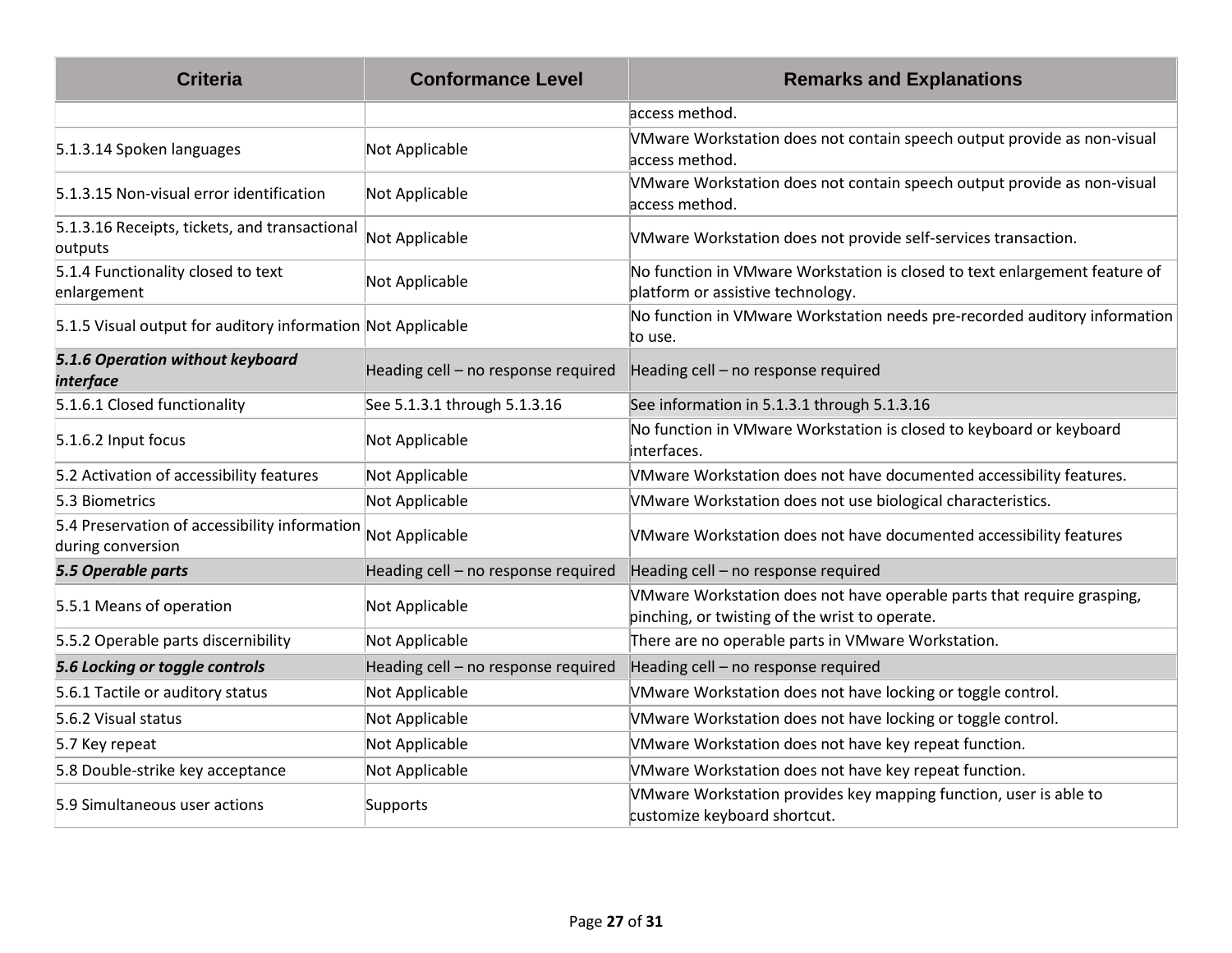| Criteria | Conformance Level | Remarks and Explanations |
|---|---|---|
| | | access method. |
| 5.1.3.14 Spoken languages | Not Applicable | VMware Workstation does not contain speech output provide as non-visual access method. |
| 5.1.3.15 Non-visual error identification | Not Applicable | VMware Workstation does not contain speech output provide as non-visual access method. |
| 5.1.3.16 Receipts, tickets, and transactional outputs | Not Applicable | VMware Workstation does not provide self-services transaction. |
| 5.1.4 Functionality closed to text enlargement | Not Applicable | No function in VMware Workstation is closed to text enlargement feature of platform or assistive technology. |
| 5.1.5 Visual output for auditory information | Not Applicable | No function in VMware Workstation needs pre-recorded auditory information to use. |
| ***5.1.6 Operation without keyboard interface*** | Heading cell – no response required | Heading cell – no response required |
| 5.1.6.1 Closed functionality | See 5.1.3.1 through 5.1.3.16 | See information in 5.1.3.1 through 5.1.3.16 |
| 5.1.6.2 Input focus | Not Applicable | No function in VMware Workstation is closed to keyboard or keyboard interfaces. |
| 5.2 Activation of accessibility features | Not Applicable | VMware Workstation does not have documented accessibility features. |
| 5.3 Biometrics | Not Applicable | VMware Workstation does not use biological characteristics. |
| 5.4 Preservation of accessibility information during conversion | Not Applicable | VMware Workstation does not have documented accessibility features |
| ***5.5 Operable parts*** | Heading cell – no response required | Heading cell – no response required |
| 5.5.1 Means of operation | Not Applicable | VMware Workstation does not have operable parts that require grasping, pinching, or twisting of the wrist to operate. |
| 5.5.2 Operable parts discernibility | Not Applicable | There are no operable parts in VMware Workstation. |
| ***5.6 Locking or toggle controls*** | Heading cell – no response required | Heading cell – no response required |
| 5.6.1 Tactile or auditory status | Not Applicable | VMware Workstation does not have locking or toggle control. |
| 5.6.2 Visual status | Not Applicable | VMware Workstation does not have locking or toggle control. |
| 5.7 Key repeat | Not Applicable | VMware Workstation does not have key repeat function. |
| 5.8 Double-strike key acceptance | Not Applicable | VMware Workstation does not have key repeat function. |
| 5.9 Simultaneous user actions | Supports | VMware Workstation provides key mapping function, user is able to customize keyboard shortcut. |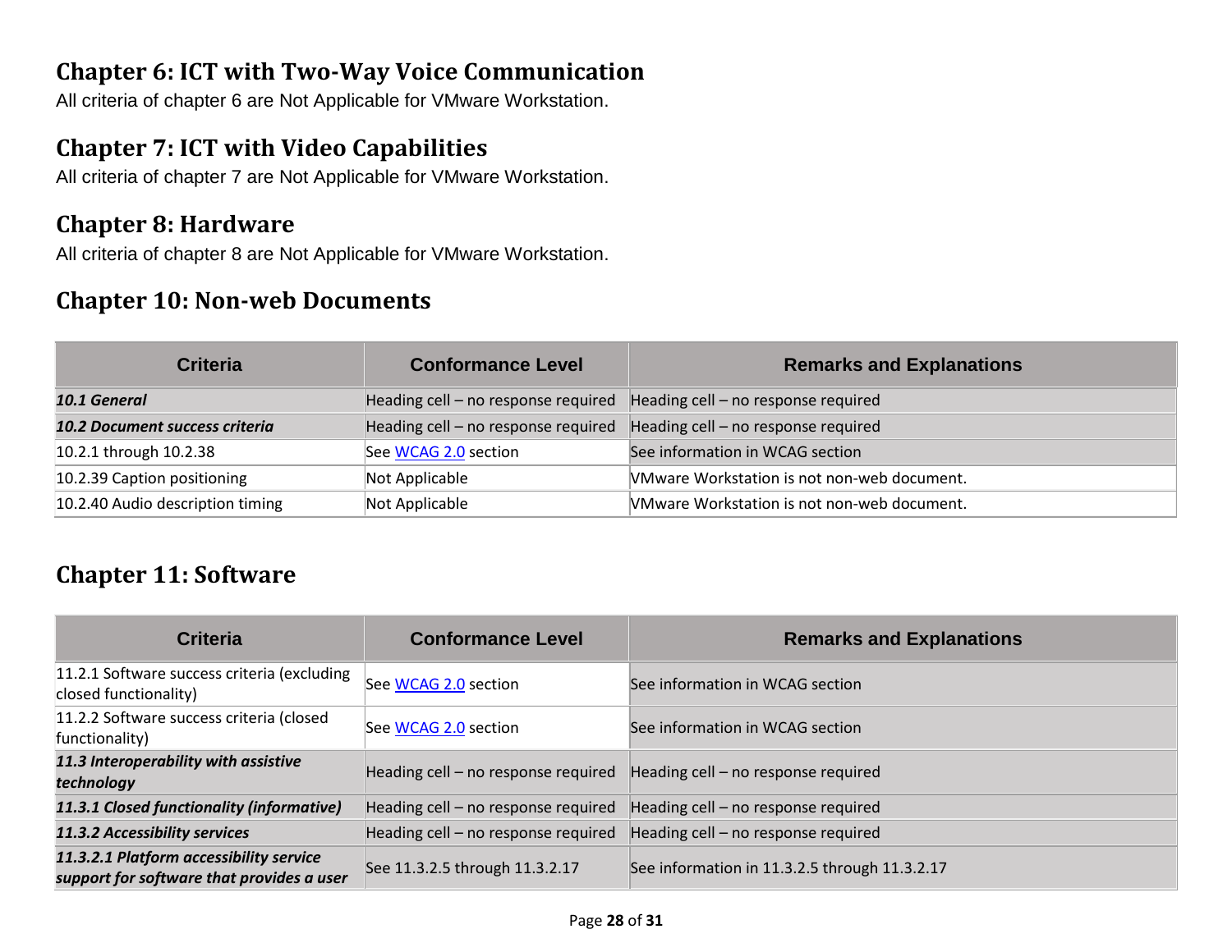## Chapter 6: ICT with Two-Way Voice Communication

All criteria of chapter 6 are Not Applicable for VMware Workstation.

## Chapter 7: ICT with Video Capabilities

All criteria of chapter 7 are Not Applicable for VMware Workstation.

## Chapter 8: Hardware

All criteria of chapter 8 are Not Applicable for VMware Workstation.

## Chapter 10: Non-web Documents

| Criteria | Conformance Level | Remarks and Explanations |
|---|---|---|
| ***10.1 General*** | Heading cell – no response required | Heading cell – no response required |
| ***10.2 Document success criteria*** | Heading cell – no response required | Heading cell – no response required |
| 10.2.1 through 10.2.38 | See WCAG 2.0 section | See information in WCAG section |
| 10.2.39 Caption positioning | Not Applicable | VMware Workstation is not non-web document. |
| 10.2.40 Audio description timing | Not Applicable | VMware Workstation is not non-web document. |

## Chapter 11: Software

| Criteria | Conformance Level | Remarks and Explanations |
|---|---|---|
| 11.2.1 Software success criteria (excluding closed functionality) | See WCAG 2.0 section | See information in WCAG section |
| 11.2.2 Software success criteria (closed functionality) | See WCAG 2.0 section | See information in WCAG section |
| ***11.3 Interoperability with assistive technology*** | Heading cell – no response required | Heading cell – no response required |
| ***11.3.1 Closed functionality (informative)*** | Heading cell – no response required | Heading cell – no response required |
| ***11.3.2 Accessibility services*** | Heading cell – no response required | Heading cell – no response required |
| ***11.3.2.1 Platform accessibility service support for software that provides a user*** | See 11.3.2.5 through 11.3.2.17 | See information in 11.3.2.5 through 11.3.2.17 |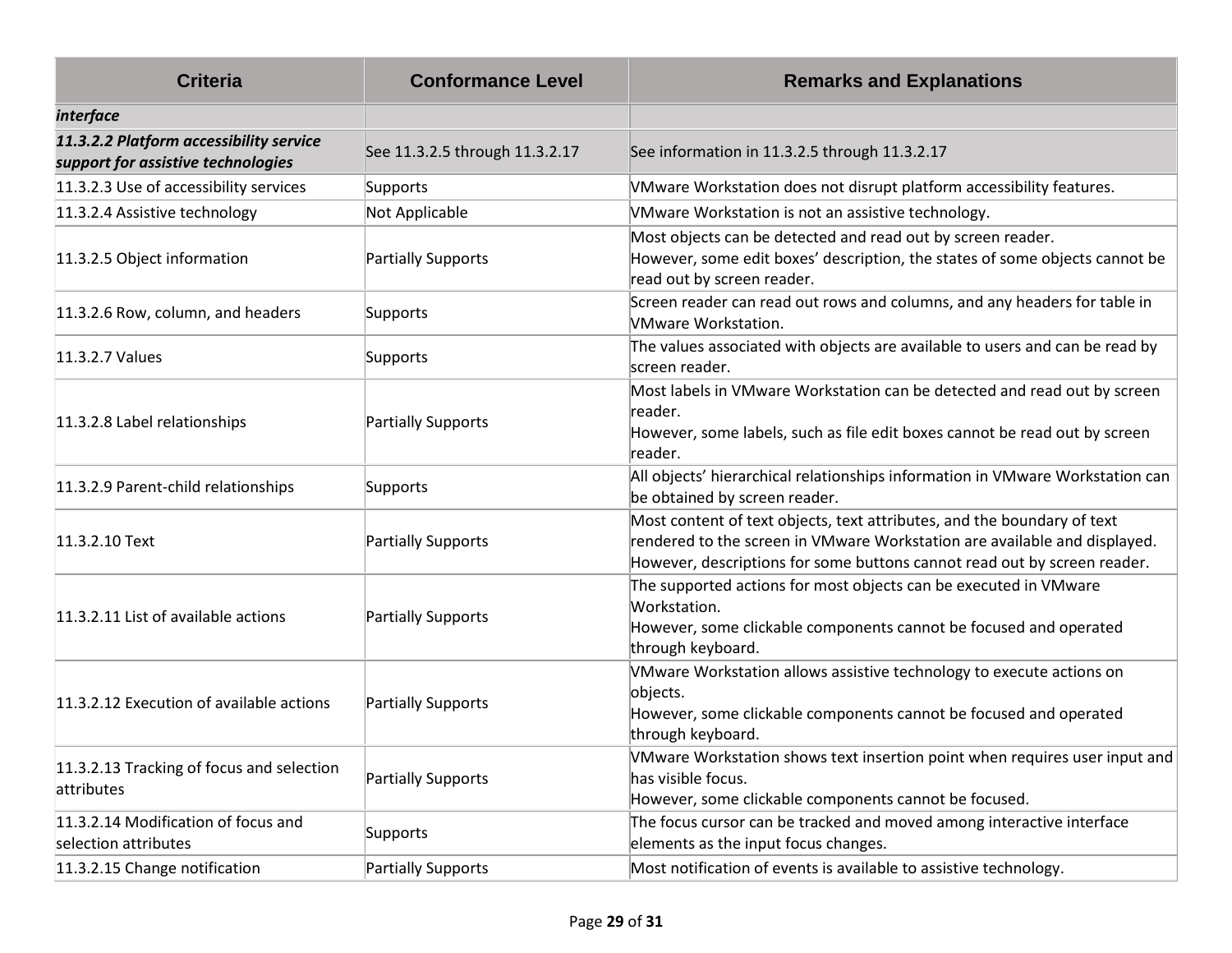| Criteria | Conformance Level | Remarks and Explanations |
| --- | --- | --- |
| ***interface*** | | |
| ***11.3.2.2 Platform accessibility service support for assistive technologies*** | See 11.3.2.5 through 11.3.2.17 | See information in 11.3.2.5 through 11.3.2.17 |
| 11.3.2.3 Use of accessibility services | Supports | VMware Workstation does not disrupt platform accessibility features. |
| 11.3.2.4 Assistive technology | Not Applicable | VMware Workstation is not an assistive technology. |
| 11.3.2.5 Object information | Partially Supports | Most objects can be detected and read out by screen reader.<br>However, some edit boxes' description, the states of some objects cannot be read out by screen reader. |
| 11.3.2.6 Row, column, and headers | Supports | Screen reader can read out rows and columns, and any headers for table in VMware Workstation. |
| 11.3.2.7 Values | Supports | The values associated with objects are available to users and can be read by screen reader. |
| 11.3.2.8 Label relationships | Partially Supports | Most labels in VMware Workstation can be detected and read out by screen reader.<br>However, some labels, such as file edit boxes cannot be read out by screen reader. |
| 11.3.2.9 Parent-child relationships | Supports | All objects' hierarchical relationships information in VMware Workstation can be obtained by screen reader. |
| 11.3.2.10 Text | Partially Supports | Most content of text objects, text attributes, and the boundary of text rendered to the screen in VMware Workstation are available and displayed.<br>However, descriptions for some buttons cannot read out by screen reader. |
| 11.3.2.11 List of available actions | Partially Supports | The supported actions for most objects can be executed in VMware Workstation.<br>However, some clickable components cannot be focused and operated through keyboard. |
| 11.3.2.12 Execution of available actions | Partially Supports | VMware Workstation allows assistive technology to execute actions on objects.<br>However, some clickable components cannot be focused and operated through keyboard. |
| 11.3.2.13 Tracking of focus and selection attributes | Partially Supports | VMware Workstation shows text insertion point when requires user input and has visible focus.<br>However, some clickable components cannot be focused. |
| 11.3.2.14 Modification of focus and selection attributes | Supports | The focus cursor can be tracked and moved among interactive interface elements as the input focus changes. |
| 11.3.2.15 Change notification | Partially Supports | Most notification of events is available to assistive technology. |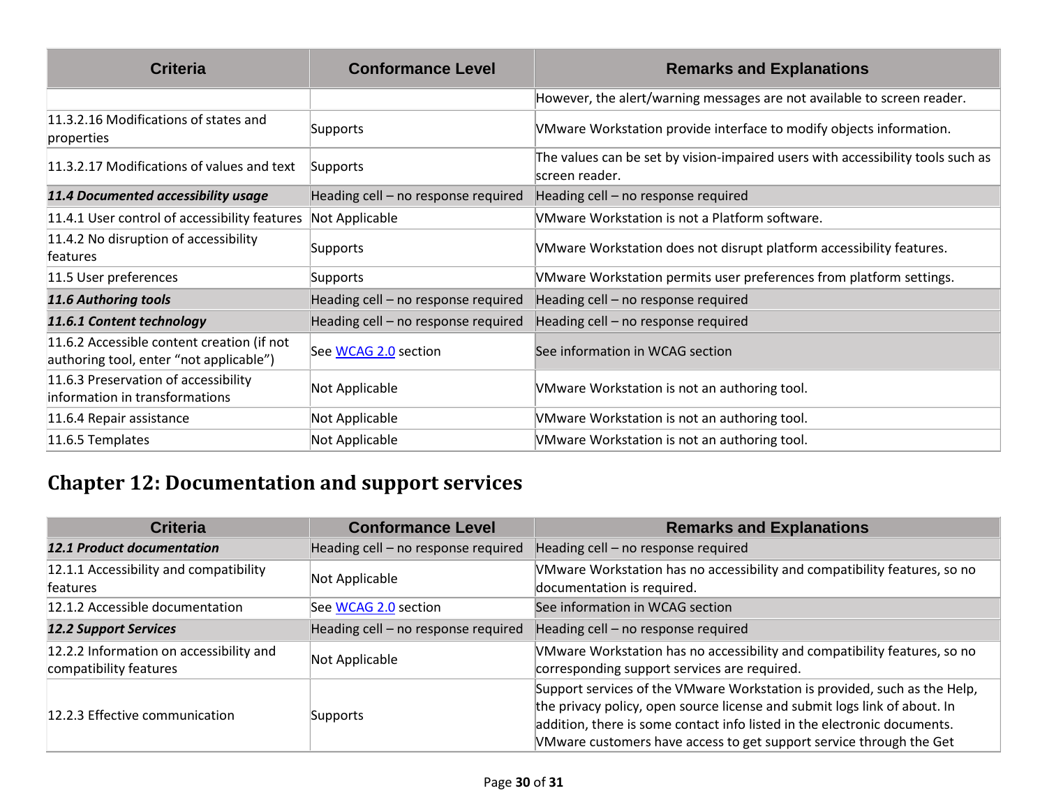| Criteria | Conformance Level | Remarks and Explanations |
|---|---|---|
| | | However, the alert/warning messages are not available to screen reader. |
| 11.3.2.16 Modifications of states and properties | Supports | VMware Workstation provide interface to modify objects information. |
| 11.3.2.17 Modifications of values and text | Supports | The values can be set by vision-impaired users with accessibility tools such as screen reader. |
| ***11.4 Documented accessibility usage*** | Heading cell – no response required | Heading cell – no response required |
| 11.4.1 User control of accessibility features | Not Applicable | VMware Workstation is not a Platform software. |
| 11.4.2 No disruption of accessibility features | Supports | VMware Workstation does not disrupt platform accessibility features. |
| 11.5 User preferences | Supports | VMware Workstation permits user preferences from platform settings. |
| ***11.6 Authoring tools*** | Heading cell – no response required | Heading cell – no response required |
| ***11.6.1 Content technology*** | Heading cell – no response required | Heading cell – no response required |
| 11.6.2 Accessible content creation (if not authoring tool, enter "not applicable") | See WCAG 2.0 section | See information in WCAG section |
| 11.6.3 Preservation of accessibility information in transformations | Not Applicable | VMware Workstation is not an authoring tool. |
| 11.6.4 Repair assistance | Not Applicable | VMware Workstation is not an authoring tool. |
| 11.6.5 Templates | Not Applicable | VMware Workstation is not an authoring tool. |

## Chapter 12: Documentation and support services

| Criteria | Conformance Level | Remarks and Explanations |
|---|---|---|
| ***12.1 Product documentation*** | Heading cell – no response required | Heading cell – no response required |
| 12.1.1 Accessibility and compatibility features | Not Applicable | VMware Workstation has no accessibility and compatibility features, so no documentation is required. |
| 12.1.2 Accessible documentation | See WCAG 2.0 section | See information in WCAG section |
| ***12.2 Support Services*** | Heading cell – no response required | Heading cell – no response required |
| 12.2.2 Information on accessibility and compatibility features | Not Applicable | VMware Workstation has no accessibility and compatibility features, so no corresponding support services are required. |
| 12.2.3 Effective communication | Supports | Support services of the VMware Workstation is provided, such as the Help, the privacy policy, open source license and submit logs link of about. In addition, there is some contact info listed in the electronic documents. VMware customers have access to get support service through the Get |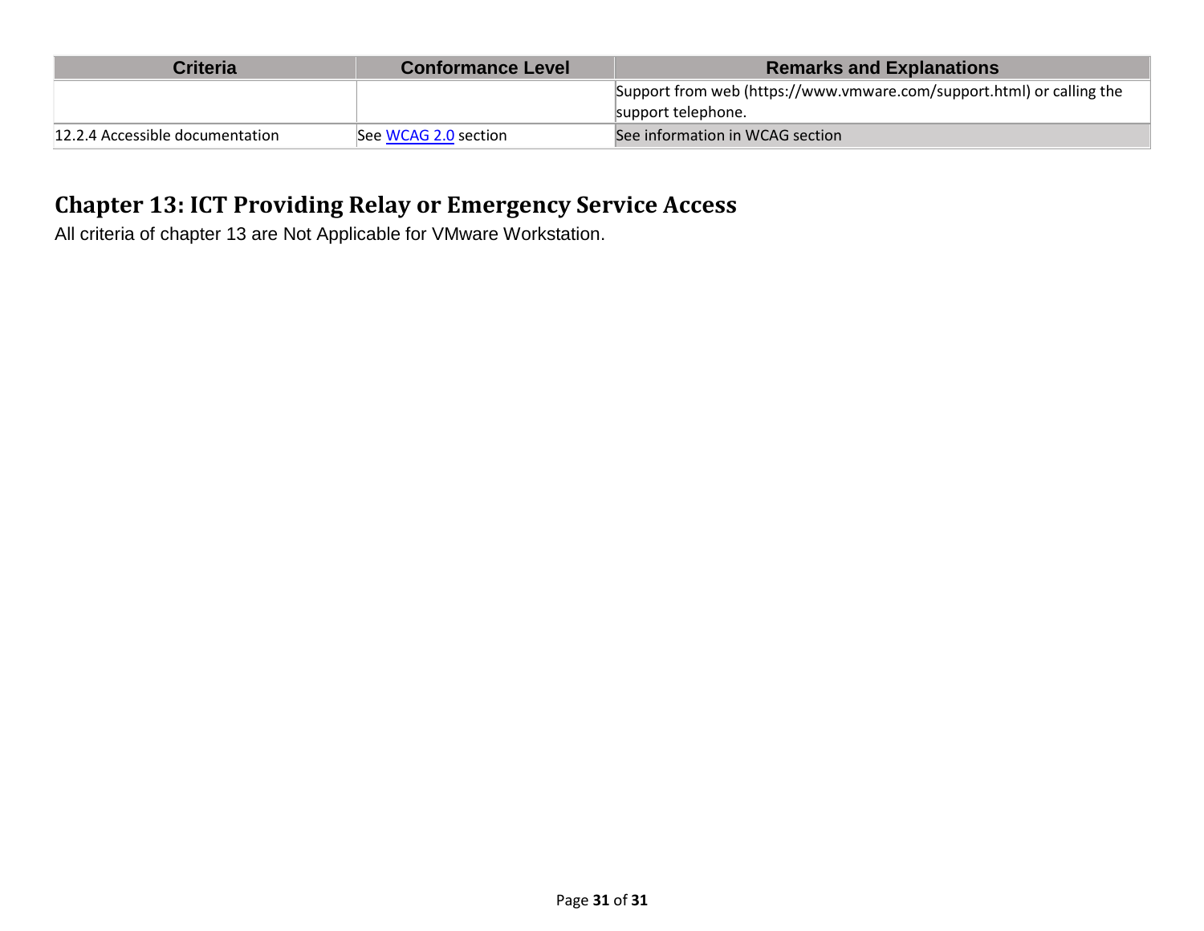| Criteria | Conformance Level | Remarks and Explanations |
|---|---|---|
| | | Support from web (https://www.vmware.com/support.html) or calling the support telephone. |
| 12.2.4 Accessible documentation | See WCAG 2.0 section | See information in WCAG section |

## Chapter 13: ICT Providing Relay or Emergency Service Access

All criteria of chapter 13 are Not Applicable for VMware Workstation.